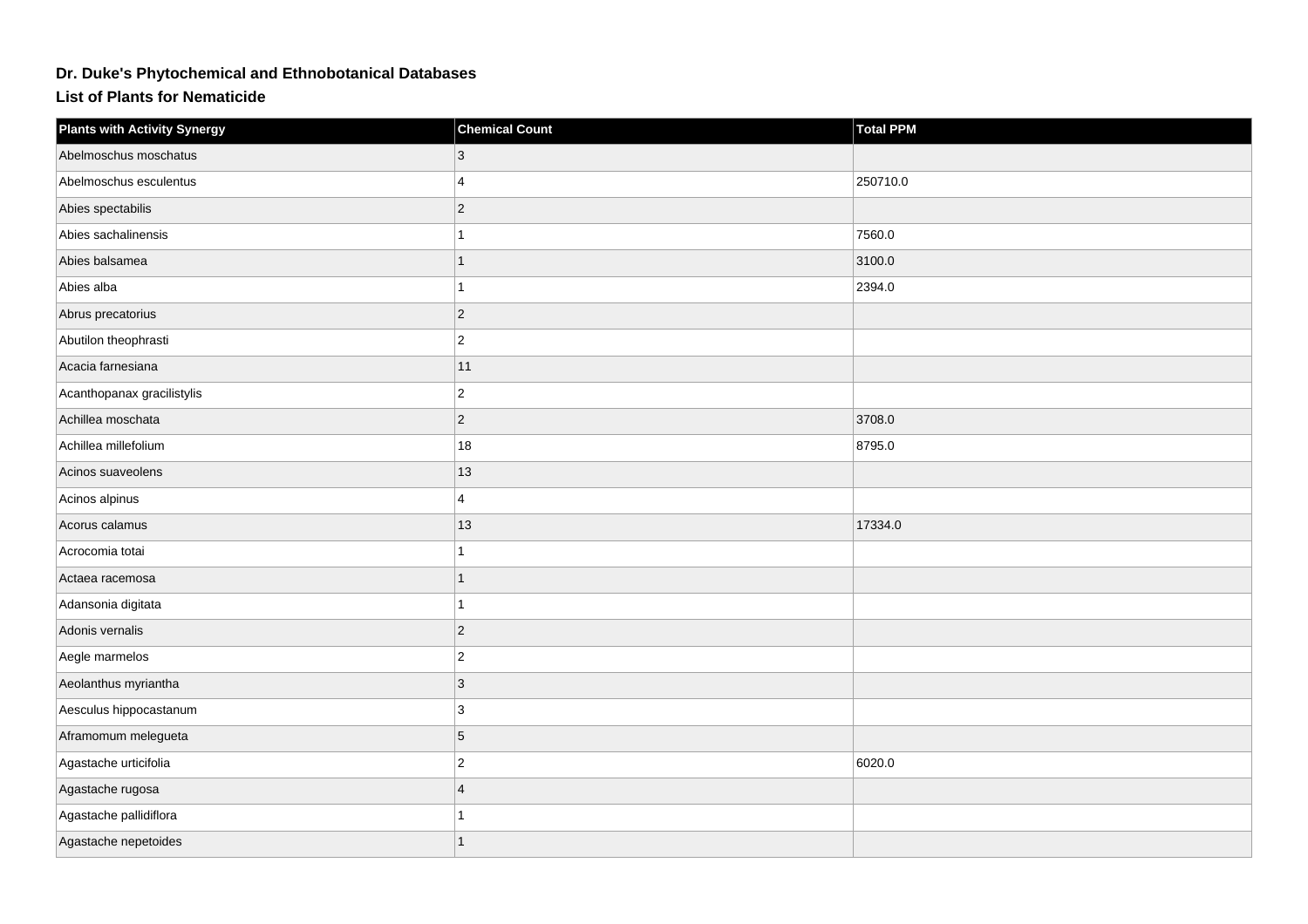# Dr. Duke's Phytochemical and Ethnobotanical Databases

## List of Plants for Nematicide

| Plants with Activity Synergy | Chemical Count | Total PPM |
|---|---|---|
| Abelmoschus moschatus | 3 | |
| Abelmoschus esculentus | 4 | 250710.0 |
| Abies spectabilis | 2 | |
| Abies sachalinensis | 1 | 7560.0 |
| Abies balsamea | 1 | 3100.0 |
| Abies alba | 1 | 2394.0 |
| Abrus precatorius | 2 | |
| Abutilon theophrasti | 2 | |
| Acacia farnesiana | 11 | |
| Acanthopanax gracilistylis | 2 | |
| Achillea moschata | 2 | 3708.0 |
| Achillea millefolium | 18 | 8795.0 |
| Acinos suaveolens | 13 | |
| Acinos alpinus | 4 | |
| Acorus calamus | 13 | 17334.0 |
| Acrocomia totai | 1 | |
| Actaea racemosa | 1 | |
| Adansonia digitata | 1 | |
| Adonis vernalis | 2 | |
| Aegle marmelos | 2 | |
| Aeolanthus myriantha | 3 | |
| Aesculus hippocastanum | 3 | |
| Aframomum melegueta | 5 | |
| Agastache urticifolia | 2 | 6020.0 |
| Agastache rugosa | 4 | |
| Agastache pallidiflora | 1 | |
| Agastache nepetoides | 1 | |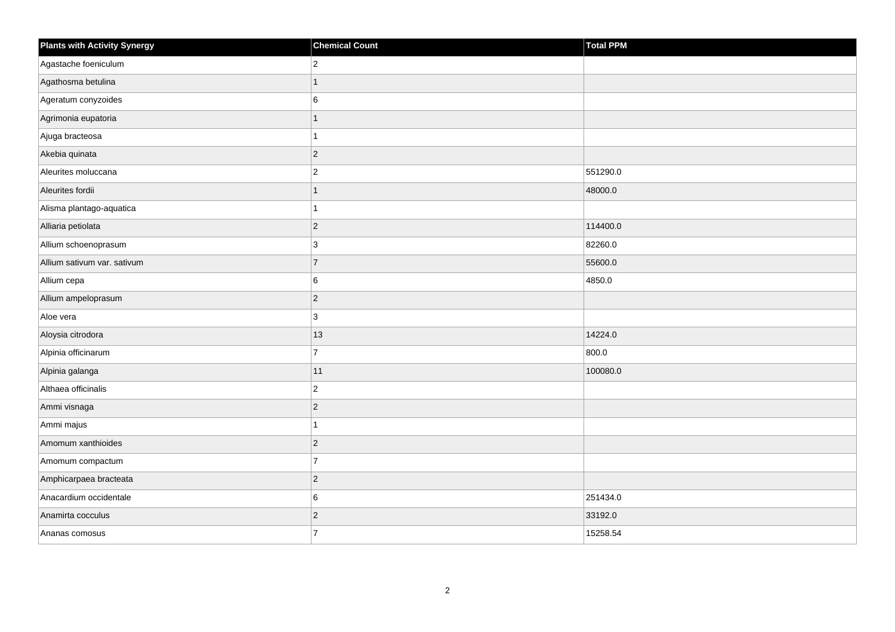| Plants with Activity Synergy | Chemical Count | Total PPM |
| --- | --- | --- |
| Agastache foeniculum | 2 | |
| Agathosma betulina | 1 | |
| Ageratum conyzoides | 6 | |
| Agrimonia eupatoria | 1 | |
| Ajuga bracteosa | 1 | |
| Akebia quinata | 2 | |
| Aleurites moluccana | 2 | 551290.0 |
| Aleurites fordii | 1 | 48000.0 |
| Alisma plantago-aquatica | 1 | |
| Alliaria petiolata | 2 | 114400.0 |
| Allium schoenoprasum | 3 | 82260.0 |
| Allium sativum var. sativum | 7 | 55600.0 |
| Allium cepa | 6 | 4850.0 |
| Allium ampeloprasum | 2 | |
| Aloe vera | 3 | |
| Aloysia citrodora | 13 | 14224.0 |
| Alpinia officinarum | 7 | 800.0 |
| Alpinia galanga | 11 | 100080.0 |
| Althaea officinalis | 2 | |
| Ammi visnaga | 2 | |
| Ammi majus | 1 | |
| Amomum xanthioides | 2 | |
| Amomum compactum | 7 | |
| Amphicarpaea bracteata | 2 | |
| Anacardium occidentale | 6 | 251434.0 |
| Anamirta cocculus | 2 | 33192.0 |
| Ananas comosus | 7 | 15258.54 |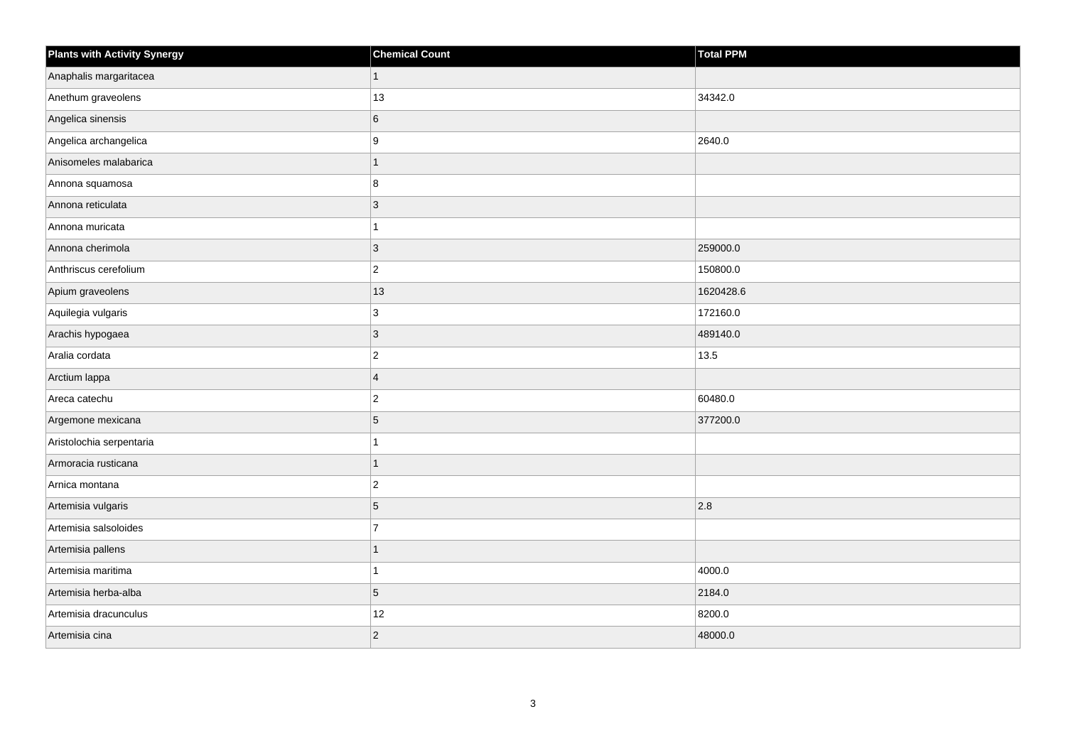| Plants with Activity Synergy | Chemical Count | Total PPM |
|---|---|---|
| Anaphalis margaritacea | 1 | |
| Anethum graveolens | 13 | 34342.0 |
| Angelica sinensis | 6 | |
| Angelica archangelica | 9 | 2640.0 |
| Anisomeles malabarica | 1 | |
| Annona squamosa | 8 | |
| Annona reticulata | 3 | |
| Annona muricata | 1 | |
| Annona cherimola | 3 | 259000.0 |
| Anthriscus cerefolium | 2 | 150800.0 |
| Apium graveolens | 13 | 1620428.6 |
| Aquilegia vulgaris | 3 | 172160.0 |
| Arachis hypogaea | 3 | 489140.0 |
| Aralia cordata | 2 | 13.5 |
| Arctium lappa | 4 | |
| Areca catechu | 2 | 60480.0 |
| Argemone mexicana | 5 | 377200.0 |
| Aristolochia serpentaria | 1 | |
| Armoracia rusticana | 1 | |
| Arnica montana | 2 | |
| Artemisia vulgaris | 5 | 2.8 |
| Artemisia salsoloides | 7 | |
| Artemisia pallens | 1 | |
| Artemisia maritima | 1 | 4000.0 |
| Artemisia herba-alba | 5 | 2184.0 |
| Artemisia dracunculus | 12 | 8200.0 |
| Artemisia cina | 2 | 48000.0 |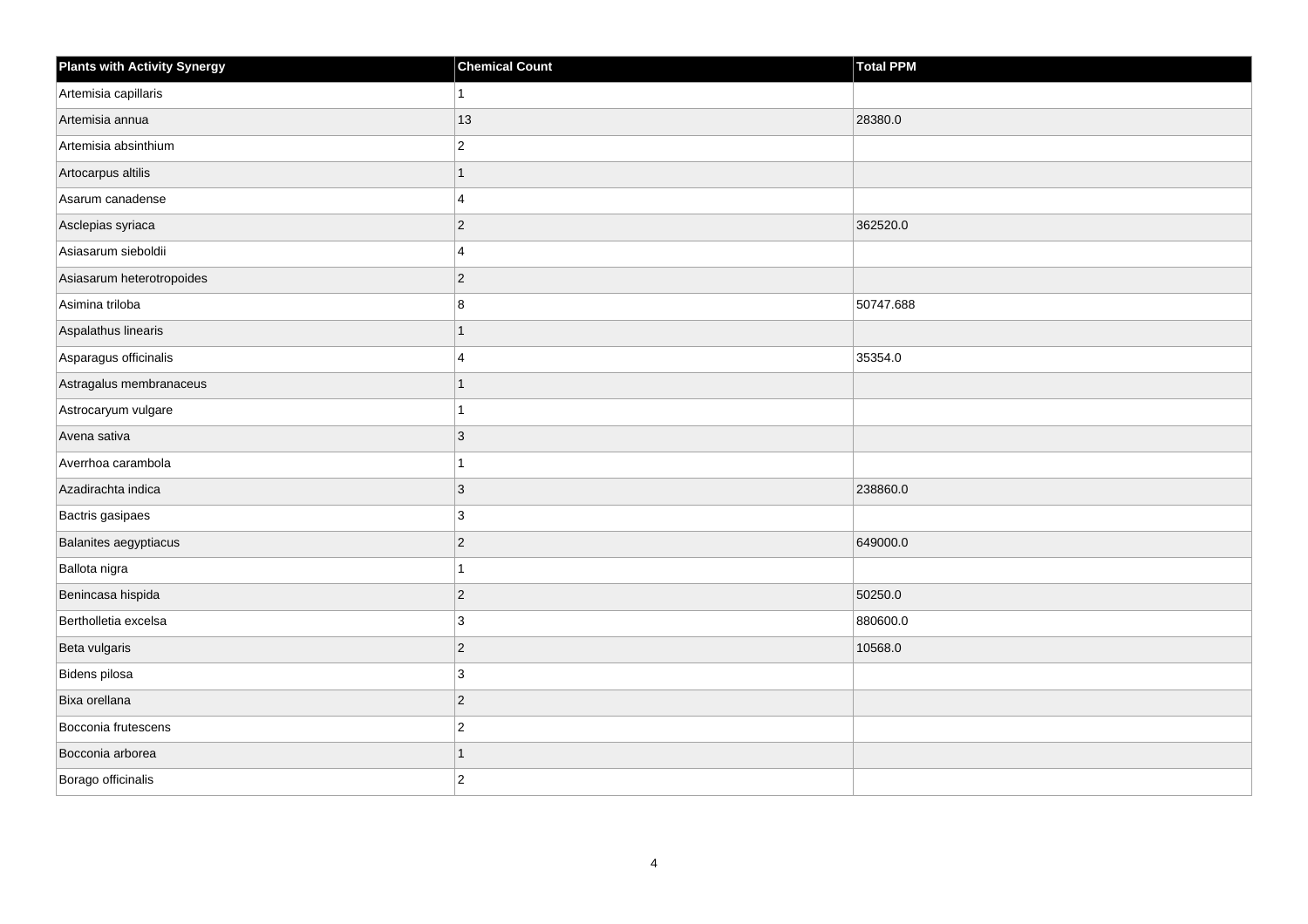| Plants with Activity Synergy | Chemical Count | Total PPM |
| --- | --- | --- |
| Artemisia capillaris | 1 | |
| Artemisia annua | 13 | 28380.0 |
| Artemisia absinthium | 2 | |
| Artocarpus altilis | 1 | |
| Asarum canadense | 4 | |
| Asclepias syriaca | 2 | 362520.0 |
| Asiasarum sieboldii | 4 | |
| Asiasarum heterotropoides | 2 | |
| Asimina triloba | 8 | 50747.688 |
| Aspalathus linearis | 1 | |
| Asparagus officinalis | 4 | 35354.0 |
| Astragalus membranaceus | 1 | |
| Astrocaryum vulgare | 1 | |
| Avena sativa | 3 | |
| Averrhoa carambola | 1 | |
| Azadirachta indica | 3 | 238860.0 |
| Bactris gasipaes | 3 | |
| Balanites aegyptiacus | 2 | 649000.0 |
| Ballota nigra | 1 | |
| Benincasa hispida | 2 | 50250.0 |
| Bertholletia excelsa | 3 | 880600.0 |
| Beta vulgaris | 2 | 10568.0 |
| Bidens pilosa | 3 | |
| Bixa orellana | 2 | |
| Bocconia frutescens | 2 | |
| Bocconia arborea | 1 | |
| Borago officinalis | 2 | |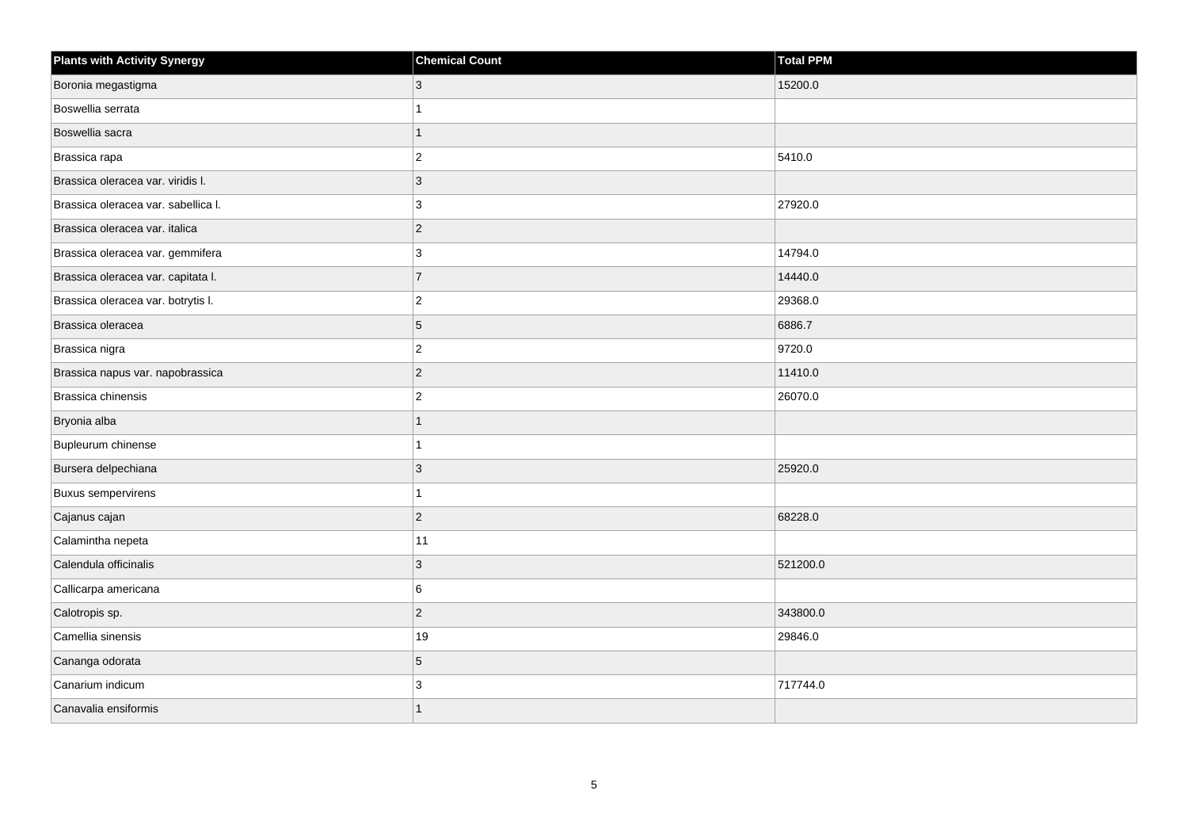| Plants with Activity Synergy | Chemical Count | Total PPM |
|---|---|---|
| Boronia megastigma | 3 | 15200.0 |
| Boswellia serrata | 1 | |
| Boswellia sacra | 1 | |
| Brassica rapa | 2 | 5410.0 |
| Brassica oleracea var. viridis l. | 3 | |
| Brassica oleracea var. sabellica l. | 3 | 27920.0 |
| Brassica oleracea var. italica | 2 | |
| Brassica oleracea var. gemmifera | 3 | 14794.0 |
| Brassica oleracea var. capitata l. | 7 | 14440.0 |
| Brassica oleracea var. botrytis l. | 2 | 29368.0 |
| Brassica oleracea | 5 | 6886.7 |
| Brassica nigra | 2 | 9720.0 |
| Brassica napus var. napobrassica | 2 | 11410.0 |
| Brassica chinensis | 2 | 26070.0 |
| Bryonia alba | 1 | |
| Bupleurum chinense | 1 | |
| Bursera delpechiana | 3 | 25920.0 |
| Buxus sempervirens | 1 | |
| Cajanus cajan | 2 | 68228.0 |
| Calamintha nepeta | 11 | |
| Calendula officinalis | 3 | 521200.0 |
| Callicarpa americana | 6 | |
| Calotropis sp. | 2 | 343800.0 |
| Camellia sinensis | 19 | 29846.0 |
| Cananga odorata | 5 | |
| Canarium indicum | 3 | 717744.0 |
| Canavalia ensiformis | 1 | |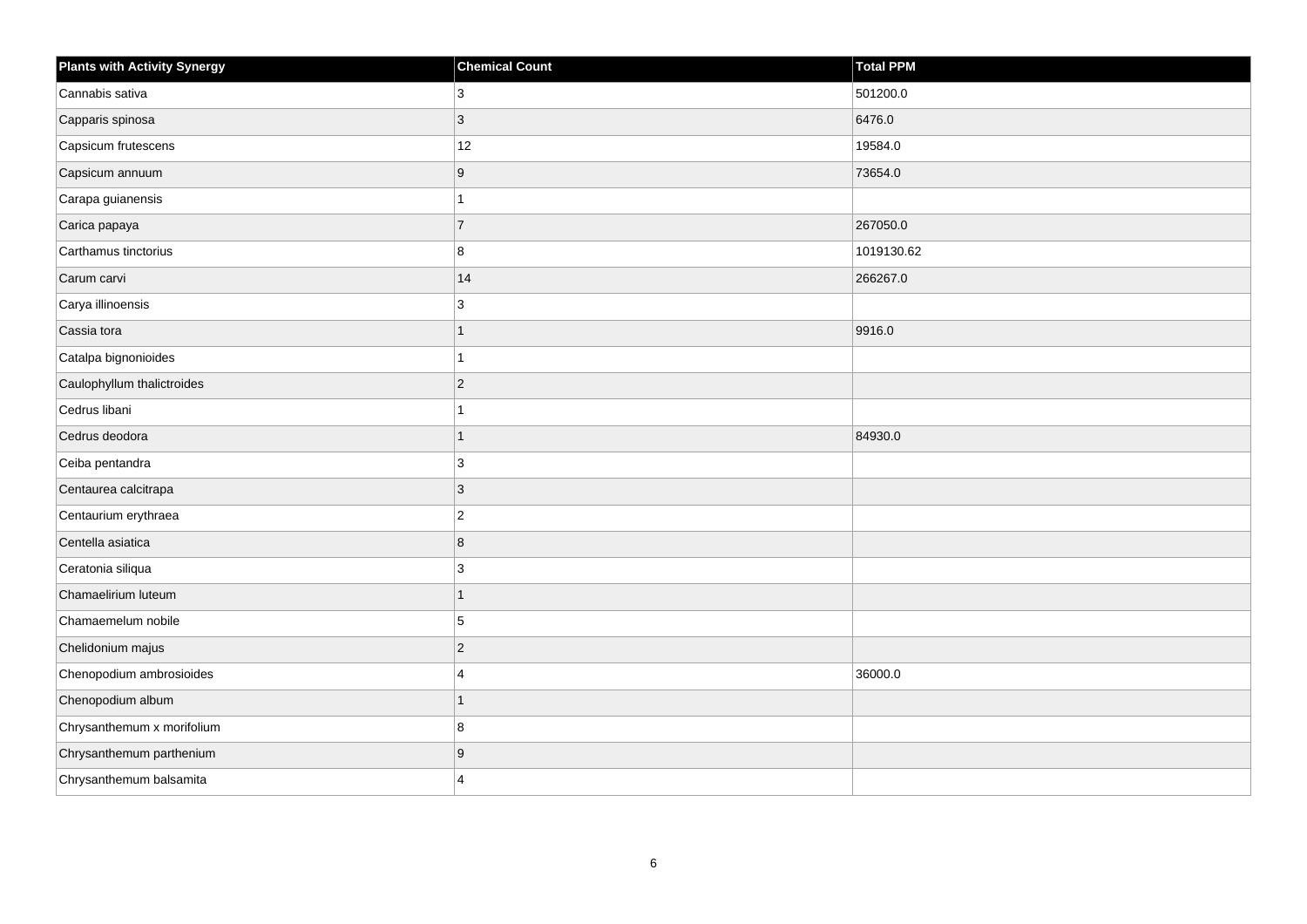| Plants with Activity Synergy | Chemical Count | Total PPM |
|---|---|---|
| Cannabis sativa | 3 | 501200.0 |
| Capparis spinosa | 3 | 6476.0 |
| Capsicum frutescens | 12 | 19584.0 |
| Capsicum annuum | 9 | 73654.0 |
| Carapa guianensis | 1 | |
| Carica papaya | 7 | 267050.0 |
| Carthamus tinctorius | 8 | 1019130.62 |
| Carum carvi | 14 | 266267.0 |
| Carya illinoensis | 3 | |
| Cassia tora | 1 | 9916.0 |
| Catalpa bignonioides | 1 | |
| Caulophyllum thalictroides | 2 | |
| Cedrus libani | 1 | |
| Cedrus deodora | 1 | 84930.0 |
| Ceiba pentandra | 3 | |
| Centaurea calcitrapa | 3 | |
| Centaurium erythraea | 2 | |
| Centella asiatica | 8 | |
| Ceratonia siliqua | 3 | |
| Chamaelirium luteum | 1 | |
| Chamaemelum nobile | 5 | |
| Chelidonium majus | 2 | |
| Chenopodium ambrosioides | 4 | 36000.0 |
| Chenopodium album | 1 | |
| Chrysanthemum x morifolium | 8 | |
| Chrysanthemum parthenium | 9 | |
| Chrysanthemum balsamita | 4 | |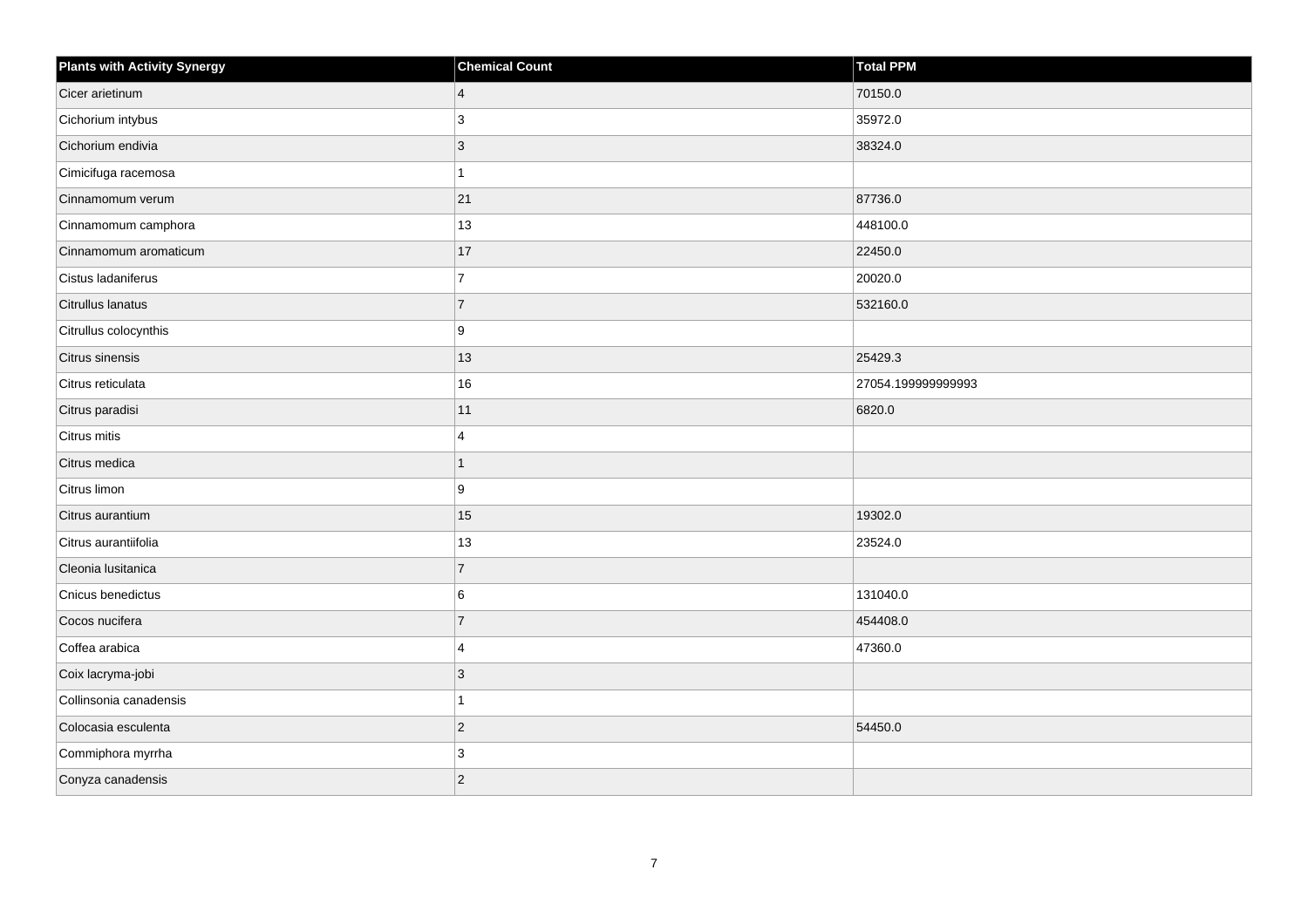| Plants with Activity Synergy | Chemical Count | Total PPM |
|---|---|---|
| Cicer arietinum | 4 | 70150.0 |
| Cichorium intybus | 3 | 35972.0 |
| Cichorium endivia | 3 | 38324.0 |
| Cimicifuga racemosa | 1 | |
| Cinnamomum verum | 21 | 87736.0 |
| Cinnamomum camphora | 13 | 448100.0 |
| Cinnamomum aromaticum | 17 | 22450.0 |
| Cistus ladaniferus | 7 | 20020.0 |
| Citrullus lanatus | 7 | 532160.0 |
| Citrullus colocynthis | 9 | |
| Citrus sinensis | 13 | 25429.3 |
| Citrus reticulata | 16 | 27054.199999999993 |
| Citrus paradisi | 11 | 6820.0 |
| Citrus mitis | 4 | |
| Citrus medica | 1 | |
| Citrus limon | 9 | |
| Citrus aurantium | 15 | 19302.0 |
| Citrus aurantiifolia | 13 | 23524.0 |
| Cleonia lusitanica | 7 | |
| Cnicus benedictus | 6 | 131040.0 |
| Cocos nucifera | 7 | 454408.0 |
| Coffea arabica | 4 | 47360.0 |
| Coix lacryma-jobi | 3 | |
| Collinsonia canadensis | 1 | |
| Colocasia esculenta | 2 | 54450.0 |
| Commiphora myrrha | 3 | |
| Conyza canadensis | 2 | |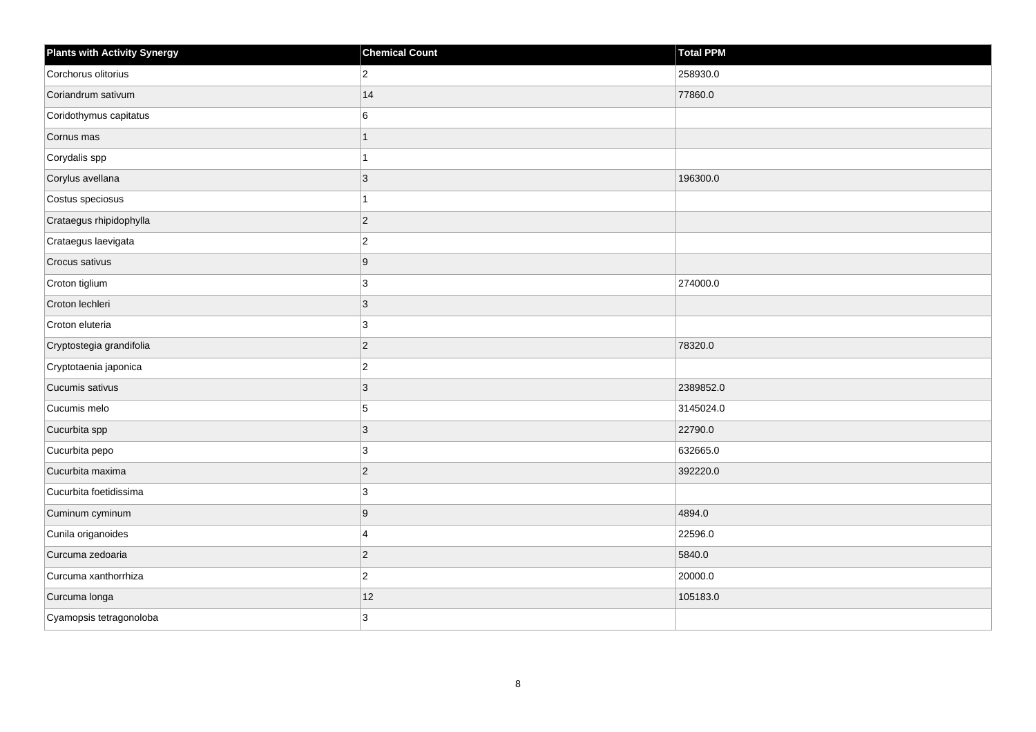| Plants with Activity Synergy | Chemical Count | Total PPM |
| --- | --- | --- |
| Corchorus olitorius | 2 | 258930.0 |
| Coriandrum sativum | 14 | 77860.0 |
| Coridothymus capitatus | 6 | |
| Cornus mas | 1 | |
| Corydalis spp | 1 | |
| Corylus avellana | 3 | 196300.0 |
| Costus speciosus | 1 | |
| Crataegus rhipidophylla | 2 | |
| Crataegus laevigata | 2 | |
| Crocus sativus | 9 | |
| Croton tiglium | 3 | 274000.0 |
| Croton lechleri | 3 | |
| Croton eluteria | 3 | |
| Cryptostegia grandifolia | 2 | 78320.0 |
| Cryptotaenia japonica | 2 | |
| Cucumis sativus | 3 | 2389852.0 |
| Cucumis melo | 5 | 3145024.0 |
| Cucurbita spp | 3 | 22790.0 |
| Cucurbita pepo | 3 | 632665.0 |
| Cucurbita maxima | 2 | 392220.0 |
| Cucurbita foetidissima | 3 | |
| Cuminum cyminum | 9 | 4894.0 |
| Cunila origanoides | 4 | 22596.0 |
| Curcuma zedoaria | 2 | 5840.0 |
| Curcuma xanthorrhiza | 2 | 20000.0 |
| Curcuma longa | 12 | 105183.0 |
| Cyamopsis tetragonoloba | 3 | |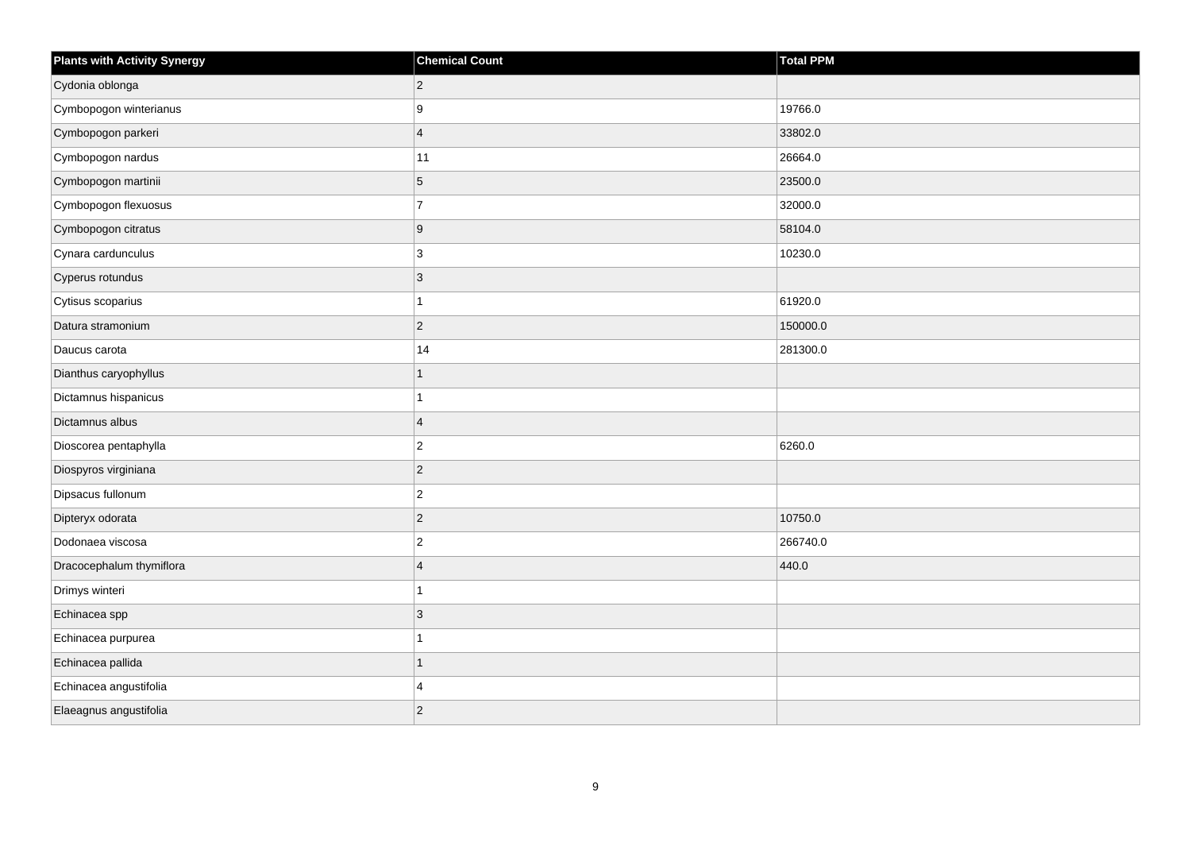| Plants with Activity Synergy | Chemical Count | Total PPM |
|---|---|---|
| Cydonia oblonga | 2 | |
| Cymbopogon winterianus | 9 | 19766.0 |
| Cymbopogon parkeri | 4 | 33802.0 |
| Cymbopogon nardus | 11 | 26664.0 |
| Cymbopogon martinii | 5 | 23500.0 |
| Cymbopogon flexuosus | 7 | 32000.0 |
| Cymbopogon citratus | 9 | 58104.0 |
| Cynara cardunculus | 3 | 10230.0 |
| Cyperus rotundus | 3 | |
| Cytisus scoparius | 1 | 61920.0 |
| Datura stramonium | 2 | 150000.0 |
| Daucus carota | 14 | 281300.0 |
| Dianthus caryophyllus | 1 | |
| Dictamnus hispanicus | 1 | |
| Dictamnus albus | 4 | |
| Dioscorea pentaphylla | 2 | 6260.0 |
| Diospyros virginiana | 2 | |
| Dipsacus fullonum | 2 | |
| Dipteryx odorata | 2 | 10750.0 |
| Dodonaea viscosa | 2 | 266740.0 |
| Dracocephalum thymiflora | 4 | 440.0 |
| Drimys winteri | 1 | |
| Echinacea spp | 3 | |
| Echinacea purpurea | 1 | |
| Echinacea pallida | 1 | |
| Echinacea angustifolia | 4 | |
| Elaeagnus angustifolia | 2 | |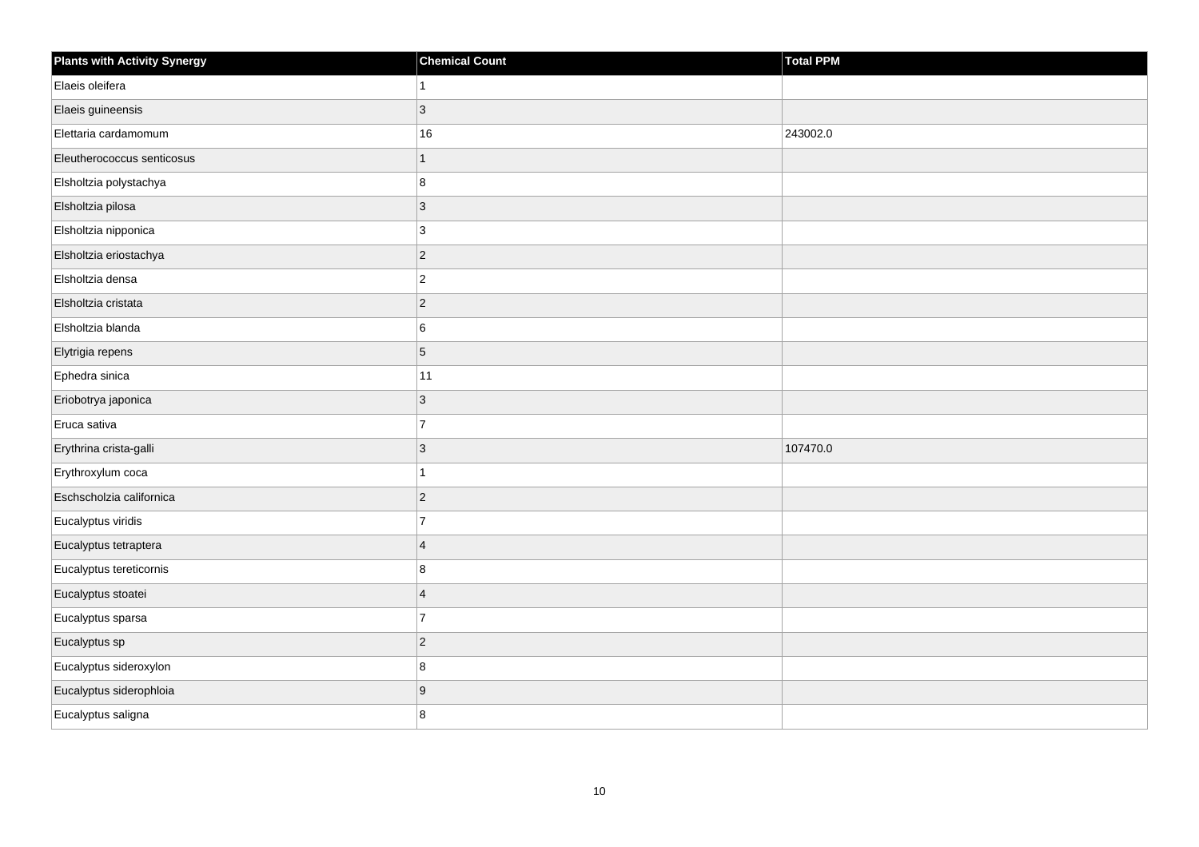| Plants with Activity Synergy | Chemical Count | Total PPM |
| --- | --- | --- |
| Elaeis oleifera | 1 | |
| Elaeis guineensis | 3 | |
| Elettaria cardamomum | 16 | 243002.0 |
| Eleutherococcus senticosus | 1 | |
| Elsholtzia polystachya | 8 | |
| Elsholtzia pilosa | 3 | |
| Elsholtzia nipponica | 3 | |
| Elsholtzia eriostachya | 2 | |
| Elsholtzia densa | 2 | |
| Elsholtzia cristata | 2 | |
| Elsholtzia blanda | 6 | |
| Elytrigia repens | 5 | |
| Ephedra sinica | 11 | |
| Eriobotrya japonica | 3 | |
| Eruca sativa | 7 | |
| Erythrina crista-galli | 3 | 107470.0 |
| Erythroxylum coca | 1 | |
| Eschscholzia californica | 2 | |
| Eucalyptus viridis | 7 | |
| Eucalyptus tetraptera | 4 | |
| Eucalyptus tereticornis | 8 | |
| Eucalyptus stoatei | 4 | |
| Eucalyptus sparsa | 7 | |
| Eucalyptus sp | 2 | |
| Eucalyptus sideroxylon | 8 | |
| Eucalyptus siderophloia | 9 | |
| Eucalyptus saligna | 8 | |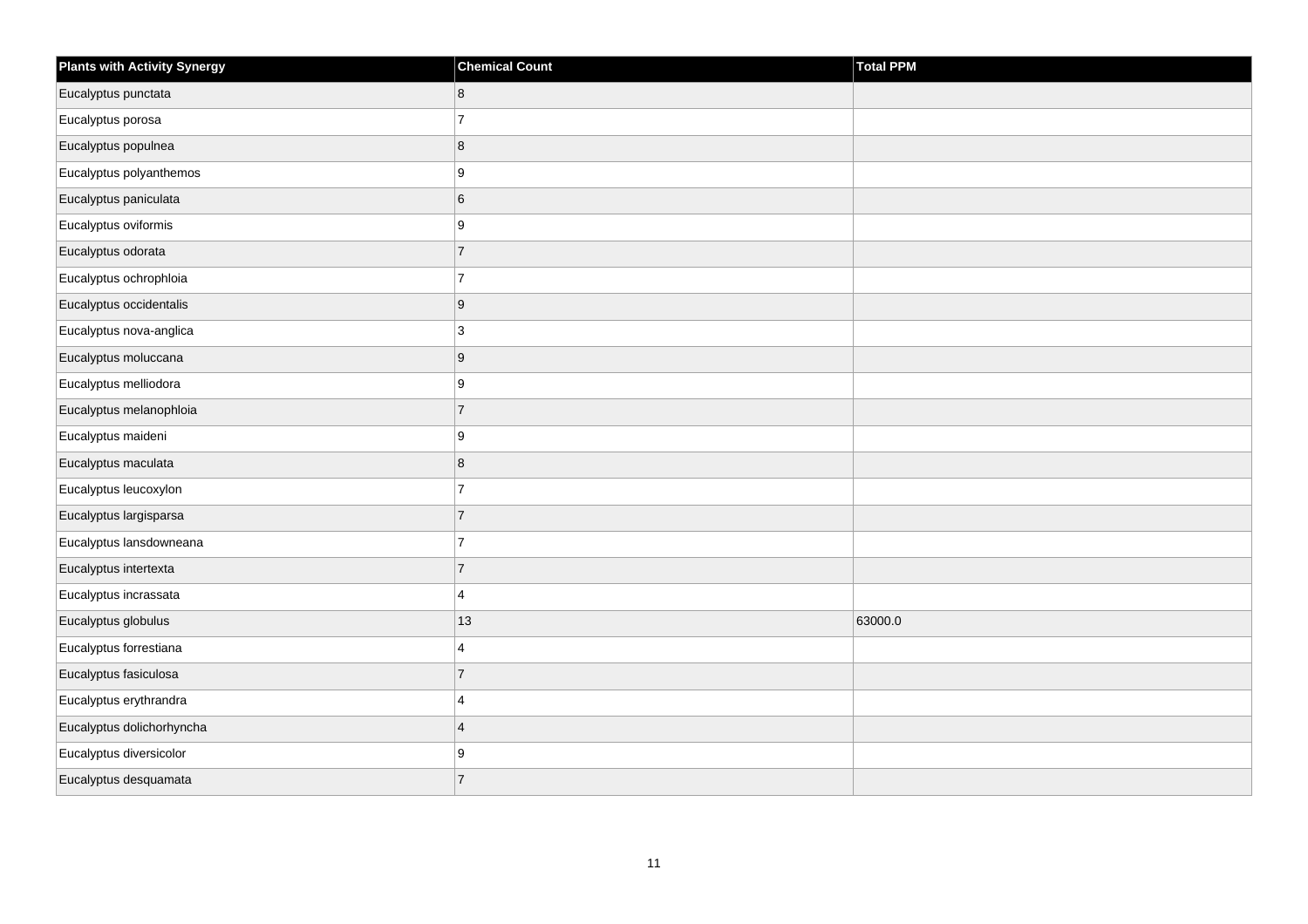| Plants with Activity Synergy | Chemical Count | Total PPM |
| --- | --- | --- |
| Eucalyptus punctata | 8 | |
| Eucalyptus porosa | 7 | |
| Eucalyptus populnea | 8 | |
| Eucalyptus polyanthemos | 9 | |
| Eucalyptus paniculata | 6 | |
| Eucalyptus oviformis | 9 | |
| Eucalyptus odorata | 7 | |
| Eucalyptus ochrophloia | 7 | |
| Eucalyptus occidentalis | 9 | |
| Eucalyptus nova-anglica | 3 | |
| Eucalyptus moluccana | 9 | |
| Eucalyptus melliodora | 9 | |
| Eucalyptus melanophloia | 7 | |
| Eucalyptus maideni | 9 | |
| Eucalyptus maculata | 8 | |
| Eucalyptus leucoxylon | 7 | |
| Eucalyptus largisparsa | 7 | |
| Eucalyptus lansdowneana | 7 | |
| Eucalyptus intertexta | 7 | |
| Eucalyptus incrassata | 4 | |
| Eucalyptus globulus | 13 | 63000.0 |
| Eucalyptus forrestiana | 4 | |
| Eucalyptus fasiculosa | 7 | |
| Eucalyptus erythrandra | 4 | |
| Eucalyptus dolichorhyncha | 4 | |
| Eucalyptus diversicolor | 9 | |
| Eucalyptus desquamata | 7 | |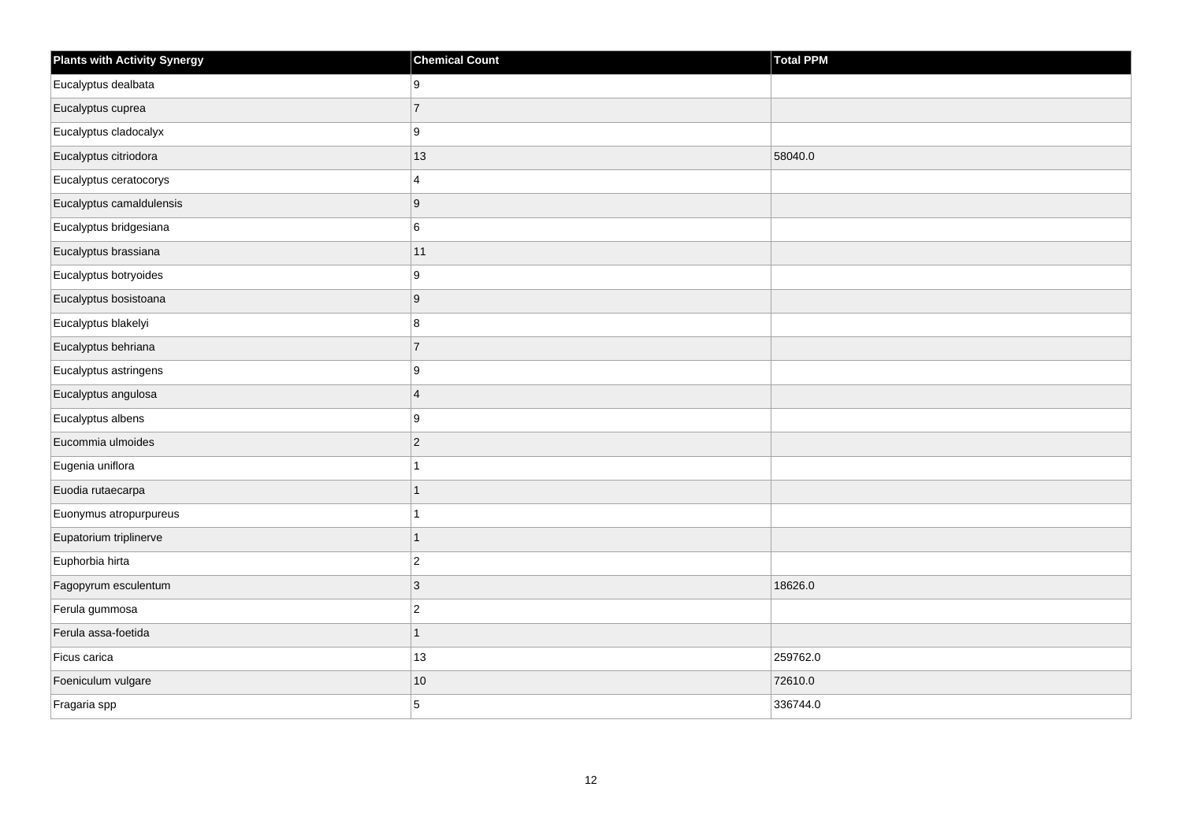| Plants with Activity Synergy | Chemical Count | Total PPM |
| --- | --- | --- |
| Eucalyptus dealbata | 9 | |
| Eucalyptus cuprea | 7 | |
| Eucalyptus cladocalyx | 9 | |
| Eucalyptus citriodora | 13 | 58040.0 |
| Eucalyptus ceratocorys | 4 | |
| Eucalyptus camaldulensis | 9 | |
| Eucalyptus bridgesiana | 6 | |
| Eucalyptus brassiana | 11 | |
| Eucalyptus botryoides | 9 | |
| Eucalyptus bosistoana | 9 | |
| Eucalyptus blakelyi | 8 | |
| Eucalyptus behriana | 7 | |
| Eucalyptus astringens | 9 | |
| Eucalyptus angulosa | 4 | |
| Eucalyptus albens | 9 | |
| Eucommia ulmoides | 2 | |
| Eugenia uniflora | 1 | |
| Euodia rutaecarpa | 1 | |
| Euonymus atropurpureus | 1 | |
| Eupatorium triplinerve | 1 | |
| Euphorbia hirta | 2 | |
| Fagopyrum esculentum | 3 | 18626.0 |
| Ferula gummosa | 2 | |
| Ferula assa-foetida | 1 | |
| Ficus carica | 13 | 259762.0 |
| Foeniculum vulgare | 10 | 72610.0 |
| Fragaria spp | 5 | 336744.0 |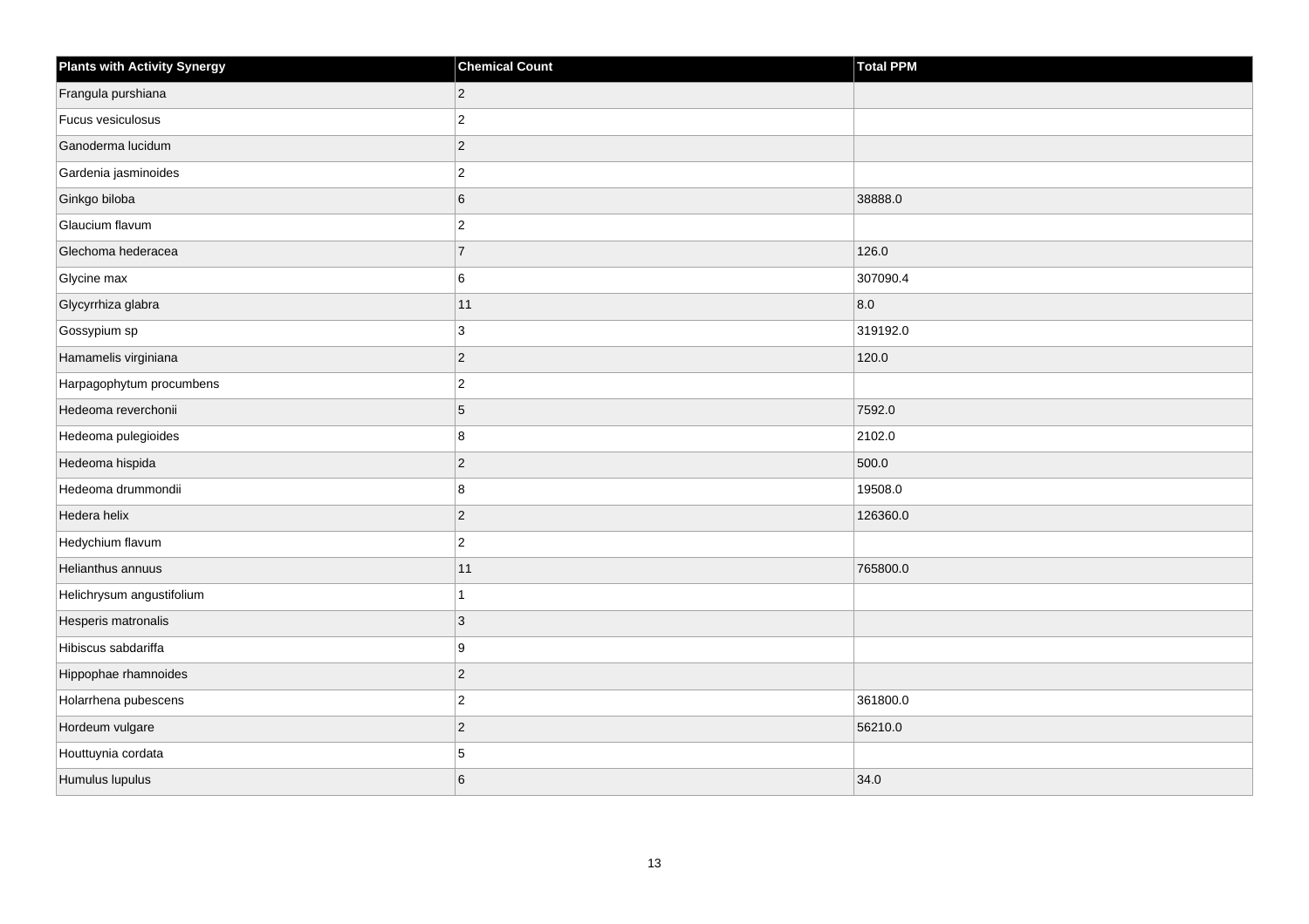| Plants with Activity Synergy | Chemical Count | Total PPM |
| --- | --- | --- |
| Frangula purshiana | 2 | |
| Fucus vesiculosus | 2 | |
| Ganoderma lucidum | 2 | |
| Gardenia jasminoides | 2 | |
| Ginkgo biloba | 6 | 38888.0 |
| Glaucium flavum | 2 | |
| Glechoma hederacea | 7 | 126.0 |
| Glycine max | 6 | 307090.4 |
| Glycyrrhiza glabra | 11 | 8.0 |
| Gossypium sp | 3 | 319192.0 |
| Hamamelis virginiana | 2 | 120.0 |
| Harpagophytum procumbens | 2 | |
| Hedeoma reverchonii | 5 | 7592.0 |
| Hedeoma pulegioides | 8 | 2102.0 |
| Hedeoma hispida | 2 | 500.0 |
| Hedeoma drummondii | 8 | 19508.0 |
| Hedera helix | 2 | 126360.0 |
| Hedychium flavum | 2 | |
| Helianthus annuus | 11 | 765800.0 |
| Helichrysum angustifolium | 1 | |
| Hesperis matronalis | 3 | |
| Hibiscus sabdariffa | 9 | |
| Hippophae rhamnoides | 2 | |
| Holarrhena pubescens | 2 | 361800.0 |
| Hordeum vulgare | 2 | 56210.0 |
| Houttuynia cordata | 5 | |
| Humulus lupulus | 6 | 34.0 |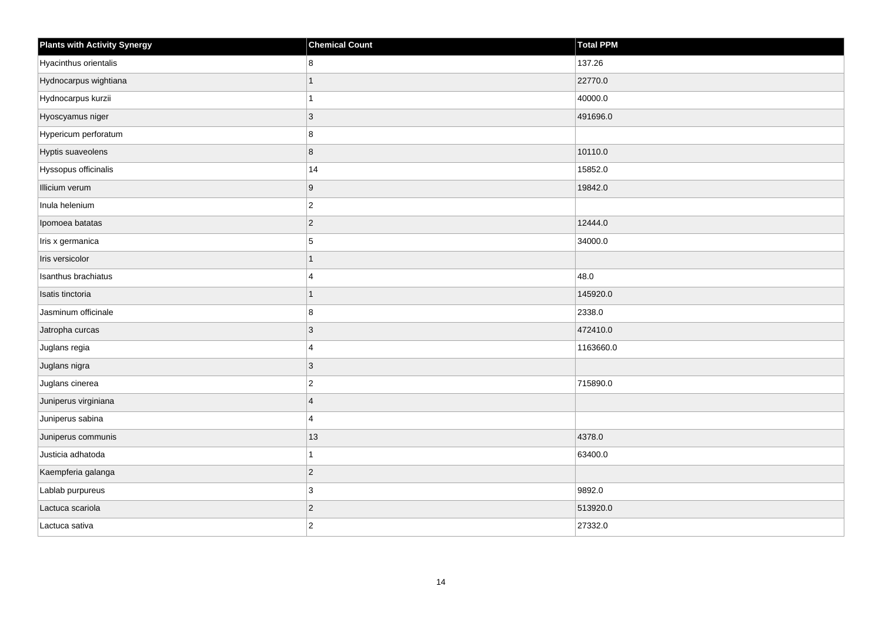| Plants with Activity Synergy | Chemical Count | Total PPM |
|---|---|---|
| Hyacinthus orientalis | 8 | 137.26 |
| Hydnocarpus wightiana | 1 | 22770.0 |
| Hydnocarpus kurzii | 1 | 40000.0 |
| Hyoscyamus niger | 3 | 491696.0 |
| Hypericum perforatum | 8 | |
| Hyptis suaveolens | 8 | 10110.0 |
| Hyssopus officinalis | 14 | 15852.0 |
| Illicium verum | 9 | 19842.0 |
| Inula helenium | 2 | |
| Ipomoea batatas | 2 | 12444.0 |
| Iris x germanica | 5 | 34000.0 |
| Iris versicolor | 1 | |
| Isanthus brachiatus | 4 | 48.0 |
| Isatis tinctoria | 1 | 145920.0 |
| Jasminum officinale | 8 | 2338.0 |
| Jatropha curcas | 3 | 472410.0 |
| Juglans regia | 4 | 1163660.0 |
| Juglans nigra | 3 | |
| Juglans cinerea | 2 | 715890.0 |
| Juniperus virginiana | 4 | |
| Juniperus sabina | 4 | |
| Juniperus communis | 13 | 4378.0 |
| Justicia adhatoda | 1 | 63400.0 |
| Kaempferia galanga | 2 | |
| Lablab purpureus | 3 | 9892.0 |
| Lactuca scariola | 2 | 513920.0 |
| Lactuca sativa | 2 | 27332.0 |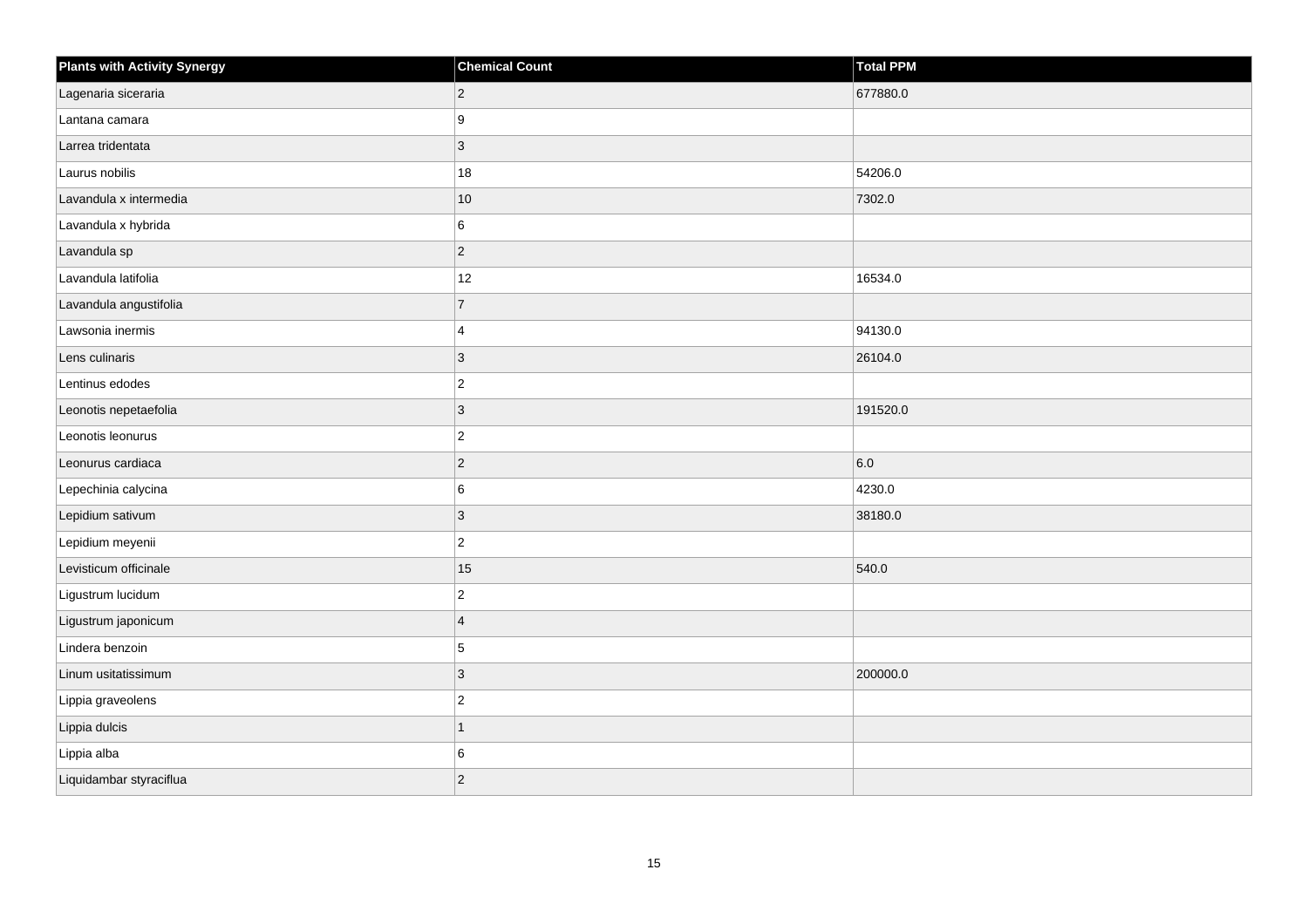| Plants with Activity Synergy | Chemical Count | Total PPM |
| --- | --- | --- |
| Lagenaria siceraria | 2 | 677880.0 |
| Lantana camara | 9 | |
| Larrea tridentata | 3 | |
| Laurus nobilis | 18 | 54206.0 |
| Lavandula x intermedia | 10 | 7302.0 |
| Lavandula x hybrida | 6 | |
| Lavandula sp | 2 | |
| Lavandula latifolia | 12 | 16534.0 |
| Lavandula angustifolia | 7 | |
| Lawsonia inermis | 4 | 94130.0 |
| Lens culinaris | 3 | 26104.0 |
| Lentinus edodes | 2 | |
| Leonotis nepetaefolia | 3 | 191520.0 |
| Leonotis leonurus | 2 | |
| Leonurus cardiaca | 2 | 6.0 |
| Lepechinia calycina | 6 | 4230.0 |
| Lepidium sativum | 3 | 38180.0 |
| Lepidium meyenii | 2 | |
| Levisticum officinale | 15 | 540.0 |
| Ligustrum lucidum | 2 | |
| Ligustrum japonicum | 4 | |
| Lindera benzoin | 5 | |
| Linum usitatissimum | 3 | 200000.0 |
| Lippia graveolens | 2 | |
| Lippia dulcis | 1 | |
| Lippia alba | 6 | |
| Liquidambar styraciflua | 2 | |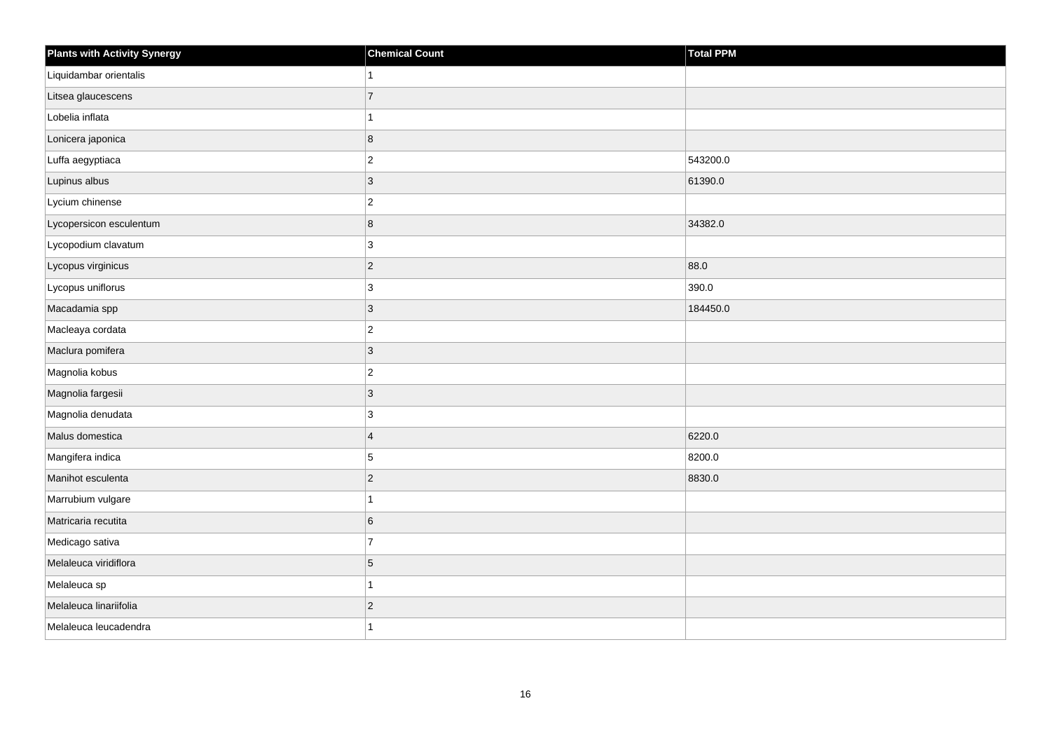| Plants with Activity Synergy | Chemical Count | Total PPM |
|---|---|---|
| Liquidambar orientalis | 1 | |
| Litsea glaucescens | 7 | |
| Lobelia inflata | 1 | |
| Lonicera japonica | 8 | |
| Luffa aegyptiaca | 2 | 543200.0 |
| Lupinus albus | 3 | 61390.0 |
| Lycium chinense | 2 | |
| Lycopersicon esculentum | 8 | 34382.0 |
| Lycopodium clavatum | 3 | |
| Lycopus virginicus | 2 | 88.0 |
| Lycopus uniflorus | 3 | 390.0 |
| Macadamia spp | 3 | 184450.0 |
| Macleaya cordata | 2 | |
| Maclura pomifera | 3 | |
| Magnolia kobus | 2 | |
| Magnolia fargesii | 3 | |
| Magnolia denudata | 3 | |
| Malus domestica | 4 | 6220.0 |
| Mangifera indica | 5 | 8200.0 |
| Manihot esculenta | 2 | 8830.0 |
| Marrubium vulgare | 1 | |
| Matricaria recutita | 6 | |
| Medicago sativa | 7 | |
| Melaleuca viridiflora | 5 | |
| Melaleuca sp | 1 | |
| Melaleuca linariifolia | 2 | |
| Melaleuca leucadendra | 1 | |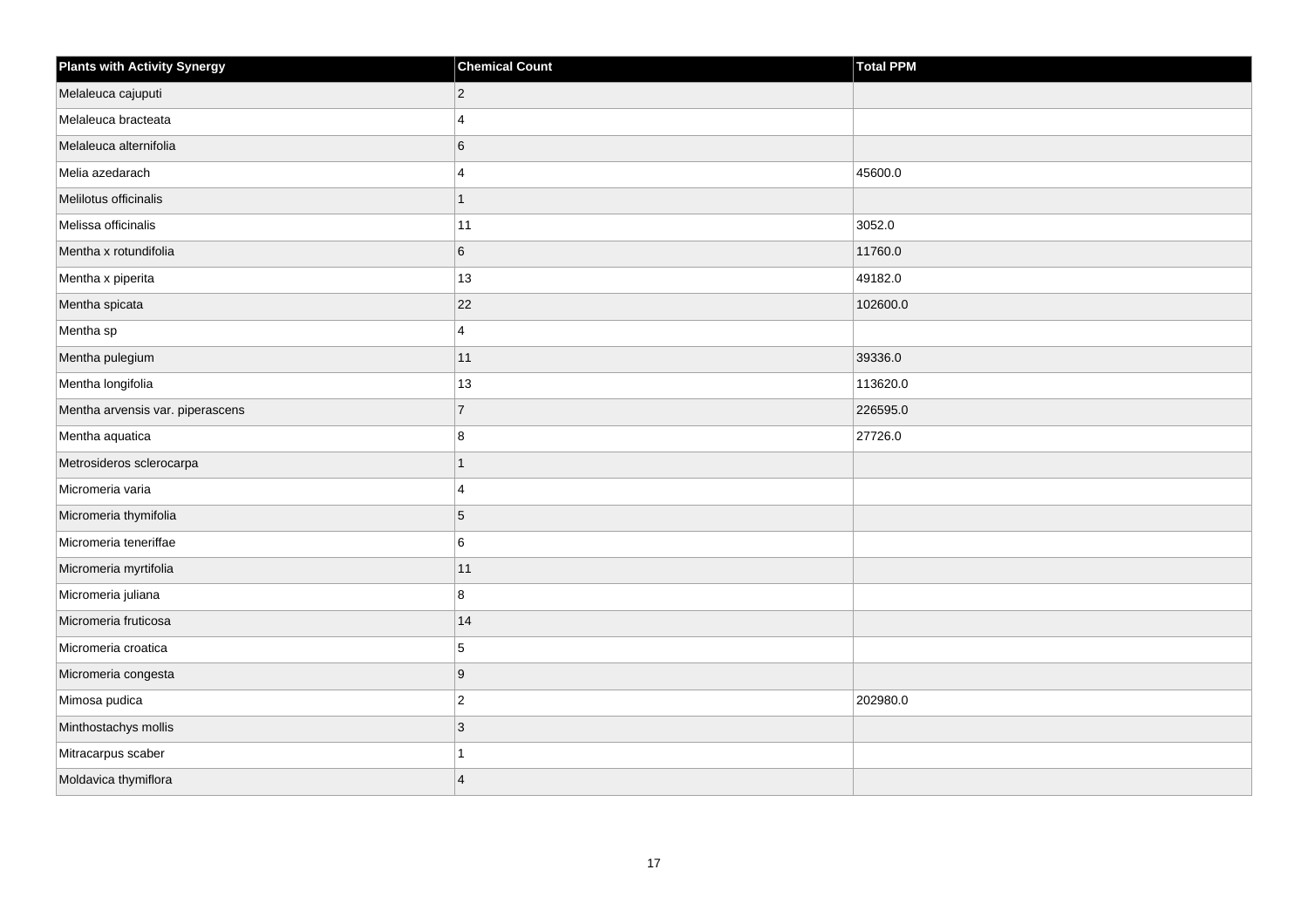| Plants with Activity Synergy | Chemical Count | Total PPM |
| --- | --- | --- |
| Melaleuca cajuputi | 2 | |
| Melaleuca bracteata | 4 | |
| Melaleuca alternifolia | 6 | |
| Melia azedarach | 4 | 45600.0 |
| Melilotus officinalis | 1 | |
| Melissa officinalis | 11 | 3052.0 |
| Mentha x rotundifolia | 6 | 11760.0 |
| Mentha x piperita | 13 | 49182.0 |
| Mentha spicata | 22 | 102600.0 |
| Mentha sp | 4 | |
| Mentha pulegium | 11 | 39336.0 |
| Mentha longifolia | 13 | 113620.0 |
| Mentha arvensis var. piperascens | 7 | 226595.0 |
| Mentha aquatica | 8 | 27726.0 |
| Metrosideros sclerocarpa | 1 | |
| Micromeria varia | 4 | |
| Micromeria thymifolia | 5 | |
| Micromeria teneriffae | 6 | |
| Micromeria myrtifolia | 11 | |
| Micromeria juliana | 8 | |
| Micromeria fruticosa | 14 | |
| Micromeria croatica | 5 | |
| Micromeria congesta | 9 | |
| Mimosa pudica | 2 | 202980.0 |
| Minthostachys mollis | 3 | |
| Mitracarpus scaber | 1 | |
| Moldavica thymiflora | 4 | |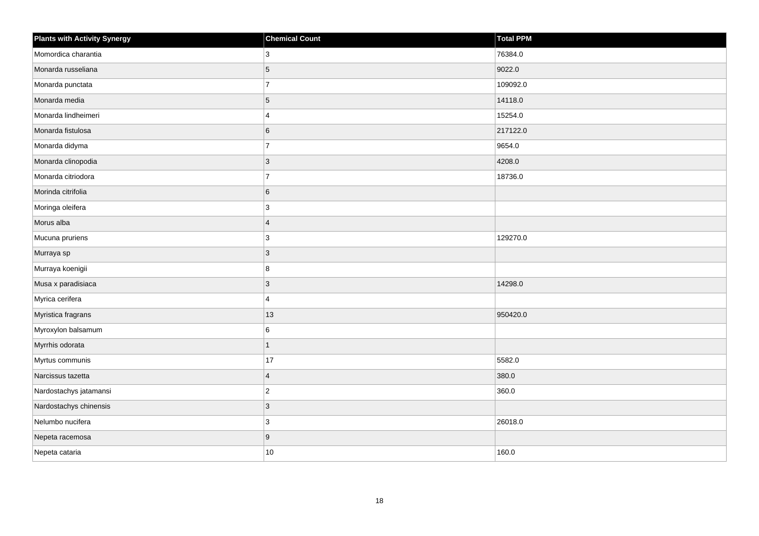| Plants with Activity Synergy | Chemical Count | Total PPM |
| --- | --- | --- |
| Momordica charantia | 3 | 76384.0 |
| Monarda russeliana | 5 | 9022.0 |
| Monarda punctata | 7 | 109092.0 |
| Monarda media | 5 | 14118.0 |
| Monarda lindheimeri | 4 | 15254.0 |
| Monarda fistulosa | 6 | 217122.0 |
| Monarda didyma | 7 | 9654.0 |
| Monarda clinopodia | 3 | 4208.0 |
| Monarda citriodora | 7 | 18736.0 |
| Morinda citrifolia | 6 | |
| Moringa oleifera | 3 | |
| Morus alba | 4 | |
| Mucuna pruriens | 3 | 129270.0 |
| Murraya sp | 3 | |
| Murraya koenigii | 8 | |
| Musa x paradisiaca | 3 | 14298.0 |
| Myrica cerifera | 4 | |
| Myristica fragrans | 13 | 950420.0 |
| Myroxylon balsamum | 6 | |
| Myrrhis odorata | 1 | |
| Myrtus communis | 17 | 5582.0 |
| Narcissus tazetta | 4 | 380.0 |
| Nardostachys jatamansi | 2 | 360.0 |
| Nardostachys chinensis | 3 | |
| Nelumbo nucifera | 3 | 26018.0 |
| Nepeta racemosa | 9 | |
| Nepeta cataria | 10 | 160.0 |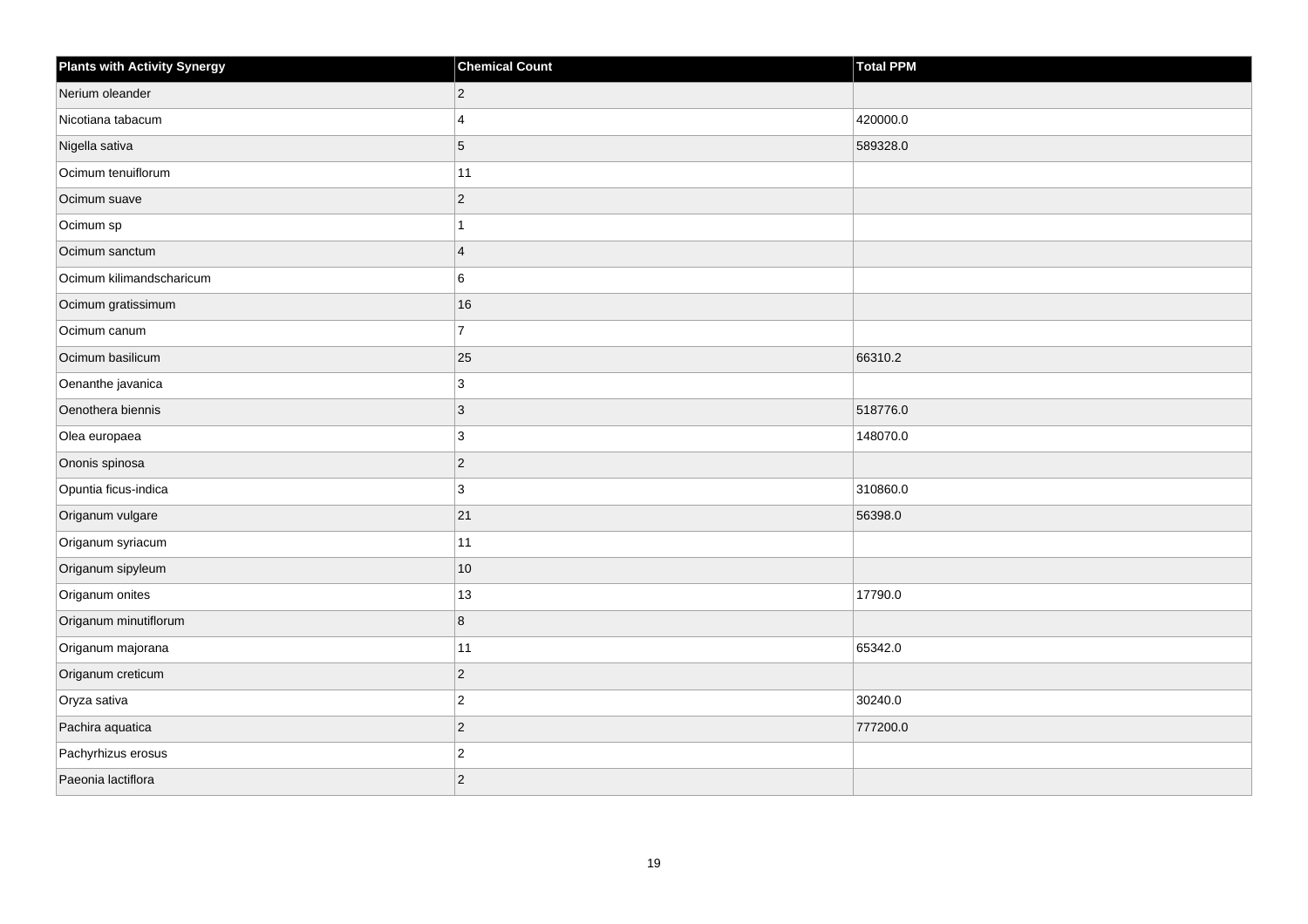| Plants with Activity Synergy | Chemical Count | Total PPM |
| --- | --- | --- |
| Nerium oleander | 2 | |
| Nicotiana tabacum | 4 | 420000.0 |
| Nigella sativa | 5 | 589328.0 |
| Ocimum tenuiflorum | 11 | |
| Ocimum suave | 2 | |
| Ocimum sp | 1 | |
| Ocimum sanctum | 4 | |
| Ocimum kilimandscharicum | 6 | |
| Ocimum gratissimum | 16 | |
| Ocimum canum | 7 | |
| Ocimum basilicum | 25 | 66310.2 |
| Oenanthe javanica | 3 | |
| Oenothera biennis | 3 | 518776.0 |
| Olea europaea | 3 | 148070.0 |
| Ononis spinosa | 2 | |
| Opuntia ficus-indica | 3 | 310860.0 |
| Origanum vulgare | 21 | 56398.0 |
| Origanum syriacum | 11 | |
| Origanum sipyleum | 10 | |
| Origanum onites | 13 | 17790.0 |
| Origanum minutiflorum | 8 | |
| Origanum majorana | 11 | 65342.0 |
| Origanum creticum | 2 | |
| Oryza sativa | 2 | 30240.0 |
| Pachira aquatica | 2 | 777200.0 |
| Pachyrhizus erosus | 2 | |
| Paeonia lactiflora | 2 | |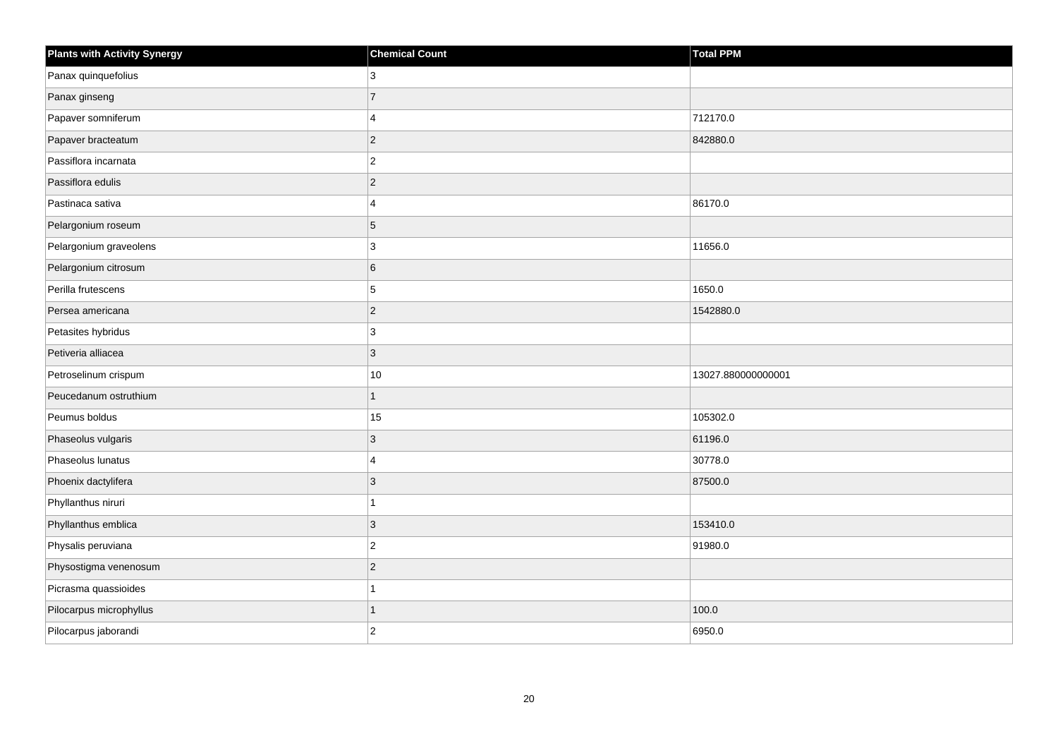| Plants with Activity Synergy | Chemical Count | Total PPM |
| --- | --- | --- |
| Panax quinquefolius | 3 | |
| Panax ginseng | 7 | |
| Papaver somniferum | 4 | 712170.0 |
| Papaver bracteatum | 2 | 842880.0 |
| Passiflora incarnata | 2 | |
| Passiflora edulis | 2 | |
| Pastinaca sativa | 4 | 86170.0 |
| Pelargonium roseum | 5 | |
| Pelargonium graveolens | 3 | 11656.0 |
| Pelargonium citrosum | 6 | |
| Perilla frutescens | 5 | 1650.0 |
| Persea americana | 2 | 1542880.0 |
| Petasites hybridus | 3 | |
| Petiveria alliacea | 3 | |
| Petroselinum crispum | 10 | 13027.880000000001 |
| Peucedanum ostruthium | 1 | |
| Peumus boldus | 15 | 105302.0 |
| Phaseolus vulgaris | 3 | 61196.0 |
| Phaseolus lunatus | 4 | 30778.0 |
| Phoenix dactylifera | 3 | 87500.0 |
| Phyllanthus niruri | 1 | |
| Phyllanthus emblica | 3 | 153410.0 |
| Physalis peruviana | 2 | 91980.0 |
| Physostigma venenosum | 2 | |
| Picrasma quassioides | 1 | |
| Pilocarpus microphyllus | 1 | 100.0 |
| Pilocarpus jaborandi | 2 | 6950.0 |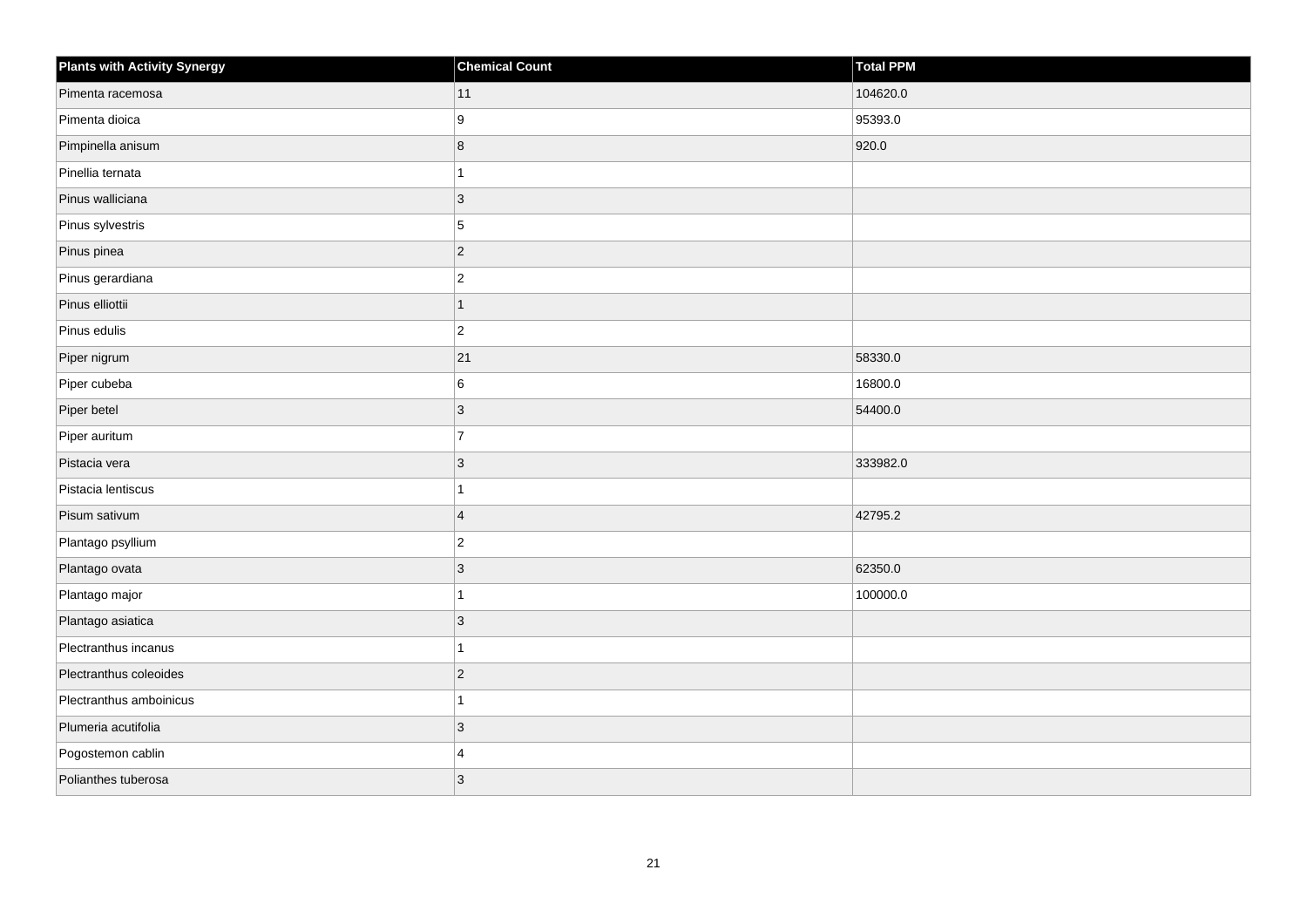| Plants with Activity Synergy | Chemical Count | Total PPM |
| --- | --- | --- |
| Pimenta racemosa | 11 | 104620.0 |
| Pimenta dioica | 9 | 95393.0 |
| Pimpinella anisum | 8 | 920.0 |
| Pinellia ternata | 1 | |
| Pinus walliciana | 3 | |
| Pinus sylvestris | 5 | |
| Pinus pinea | 2 | |
| Pinus gerardiana | 2 | |
| Pinus elliottii | 1 | |
| Pinus edulis | 2 | |
| Piper nigrum | 21 | 58330.0 |
| Piper cubeba | 6 | 16800.0 |
| Piper betel | 3 | 54400.0 |
| Piper auritum | 7 | |
| Pistacia vera | 3 | 333982.0 |
| Pistacia lentiscus | 1 | |
| Pisum sativum | 4 | 42795.2 |
| Plantago psyllium | 2 | |
| Plantago ovata | 3 | 62350.0 |
| Plantago major | 1 | 100000.0 |
| Plantago asiatica | 3 | |
| Plectranthus incanus | 1 | |
| Plectranthus coleoides | 2 | |
| Plectranthus amboinicus | 1 | |
| Plumeria acutifolia | 3 | |
| Pogostemon cablin | 4 | |
| Polianthes tuberosa | 3 | |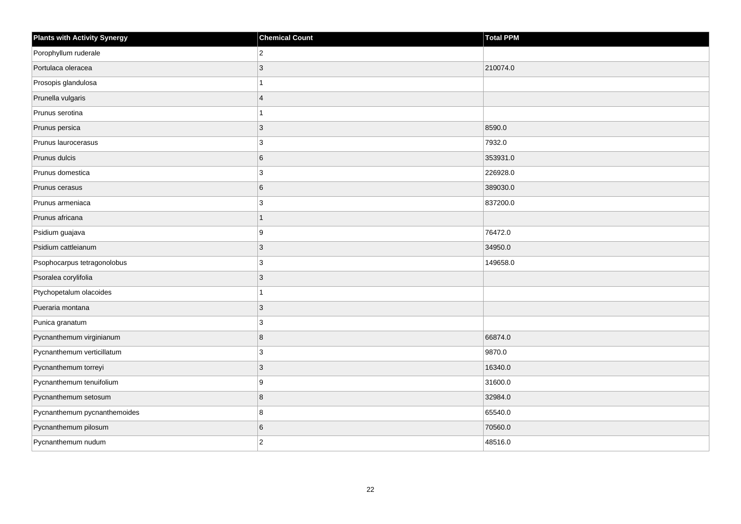| Plants with Activity Synergy | Chemical Count | Total PPM |
| --- | --- | --- |
| Porophyllum ruderale | 2 | |
| Portulaca oleracea | 3 | 210074.0 |
| Prosopis glandulosa | 1 | |
| Prunella vulgaris | 4 | |
| Prunus serotina | 1 | |
| Prunus persica | 3 | 8590.0 |
| Prunus laurocerasus | 3 | 7932.0 |
| Prunus dulcis | 6 | 353931.0 |
| Prunus domestica | 3 | 226928.0 |
| Prunus cerasus | 6 | 389030.0 |
| Prunus armeniaca | 3 | 837200.0 |
| Prunus africana | 1 | |
| Psidium guajava | 9 | 76472.0 |
| Psidium cattleianum | 3 | 34950.0 |
| Psophocarpus tetragonolobus | 3 | 149658.0 |
| Psoralea corylifolia | 3 | |
| Ptychopetalum olacoides | 1 | |
| Pueraria montana | 3 | |
| Punica granatum | 3 | |
| Pycnanthemum virginianum | 8 | 66874.0 |
| Pycnanthemum verticillatum | 3 | 9870.0 |
| Pycnanthemum torreyi | 3 | 16340.0 |
| Pycnanthemum tenuifolium | 9 | 31600.0 |
| Pycnanthemum setosum | 8 | 32984.0 |
| Pycnanthemum pycnanthemoides | 8 | 65540.0 |
| Pycnanthemum pilosum | 6 | 70560.0 |
| Pycnanthemum nudum | 2 | 48516.0 |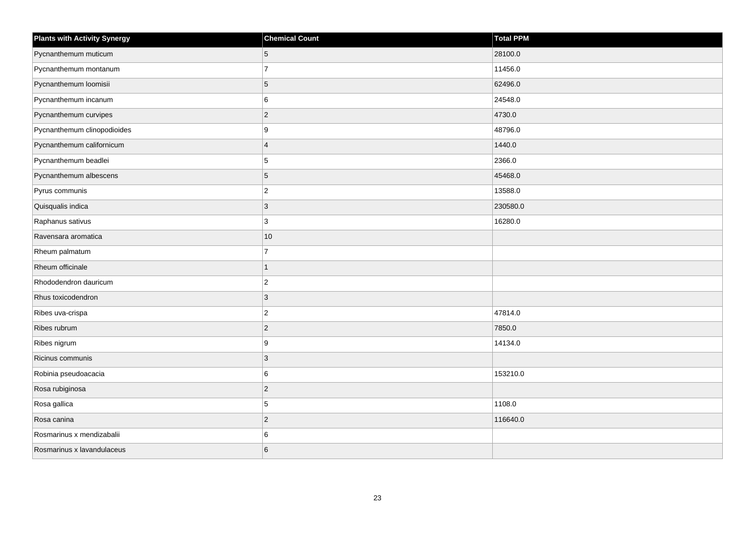| Plants with Activity Synergy | Chemical Count | Total PPM |
| --- | --- | --- |
| Pycnanthemum muticum | 5 | 28100.0 |
| Pycnanthemum montanum | 7 | 11456.0 |
| Pycnanthemum loomisii | 5 | 62496.0 |
| Pycnanthemum incanum | 6 | 24548.0 |
| Pycnanthemum curvipes | 2 | 4730.0 |
| Pycnanthemum clinopodioides | 9 | 48796.0 |
| Pycnanthemum californicum | 4 | 1440.0 |
| Pycnanthemum beadlei | 5 | 2366.0 |
| Pycnanthemum albescens | 5 | 45468.0 |
| Pyrus communis | 2 | 13588.0 |
| Quisqualis indica | 3 | 230580.0 |
| Raphanus sativus | 3 | 16280.0 |
| Ravensara aromatica | 10 | |
| Rheum palmatum | 7 | |
| Rheum officinale | 1 | |
| Rhododendron dauricum | 2 | |
| Rhus toxicodendron | 3 | |
| Ribes uva-crispa | 2 | 47814.0 |
| Ribes rubrum | 2 | 7850.0 |
| Ribes nigrum | 9 | 14134.0 |
| Ricinus communis | 3 | |
| Robinia pseudoacacia | 6 | 153210.0 |
| Rosa rubiginosa | 2 | |
| Rosa gallica | 5 | 1108.0 |
| Rosa canina | 2 | 116640.0 |
| Rosmarinus x mendizabalii | 6 | |
| Rosmarinus x lavandulaceus | 6 | |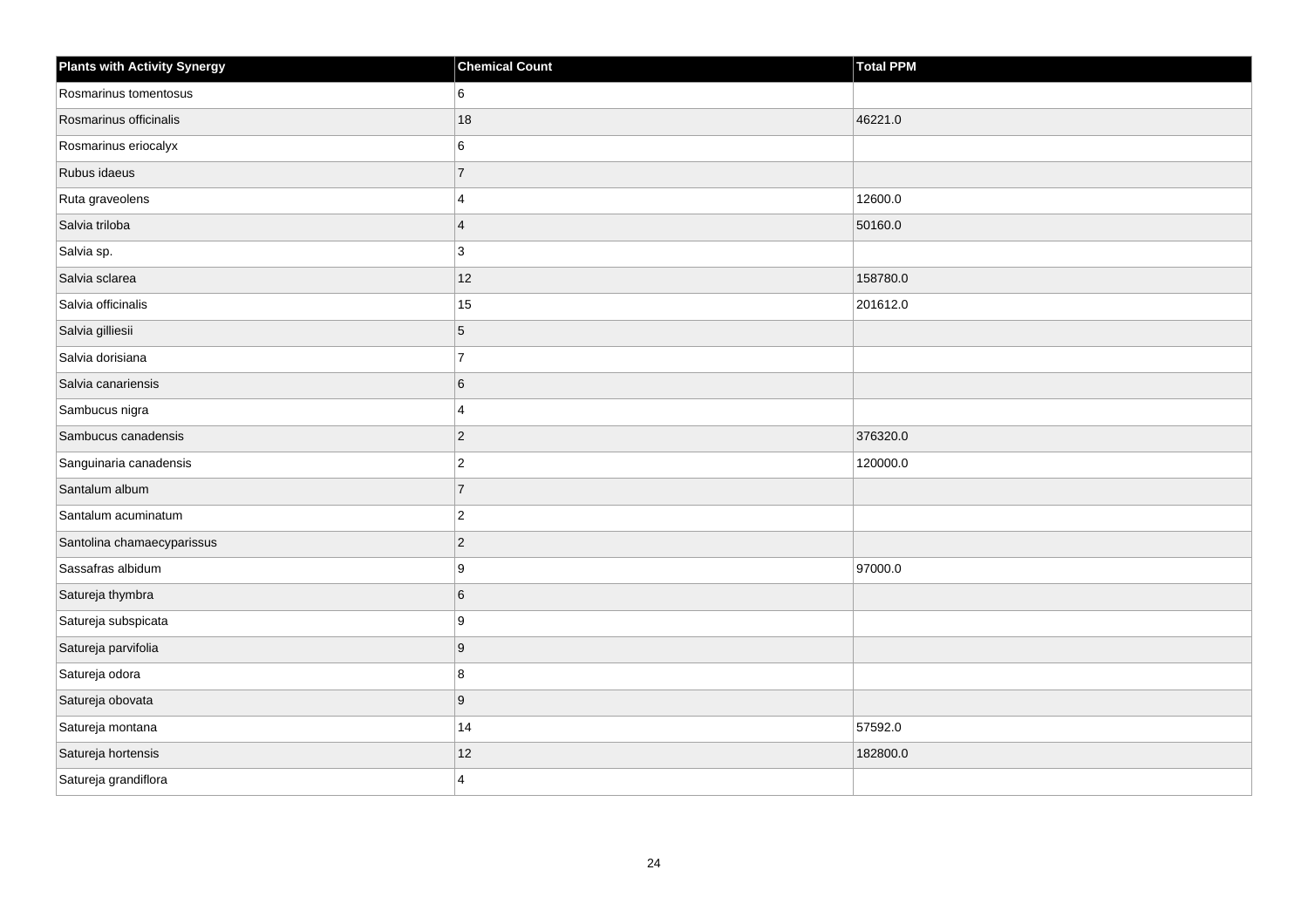| Plants with Activity Synergy | Chemical Count | Total PPM |
| --- | --- | --- |
| Rosmarinus tomentosus | 6 | |
| Rosmarinus officinalis | 18 | 46221.0 |
| Rosmarinus eriocalyx | 6 | |
| Rubus idaeus | 7 | |
| Ruta graveolens | 4 | 12600.0 |
| Salvia triloba | 4 | 50160.0 |
| Salvia sp. | 3 | |
| Salvia sclarea | 12 | 158780.0 |
| Salvia officinalis | 15 | 201612.0 |
| Salvia gilliesii | 5 | |
| Salvia dorisiana | 7 | |
| Salvia canariensis | 6 | |
| Sambucus nigra | 4 | |
| Sambucus canadensis | 2 | 376320.0 |
| Sanguinaria canadensis | 2 | 120000.0 |
| Santalum album | 7 | |
| Santalum acuminatum | 2 | |
| Santolina chamaecyparissus | 2 | |
| Sassafras albidum | 9 | 97000.0 |
| Satureja thymbra | 6 | |
| Satureja subspicata | 9 | |
| Satureja parvifolia | 9 | |
| Satureja odora | 8 | |
| Satureja obovata | 9 | |
| Satureja montana | 14 | 57592.0 |
| Satureja hortensis | 12 | 182800.0 |
| Satureja grandiflora | 4 | |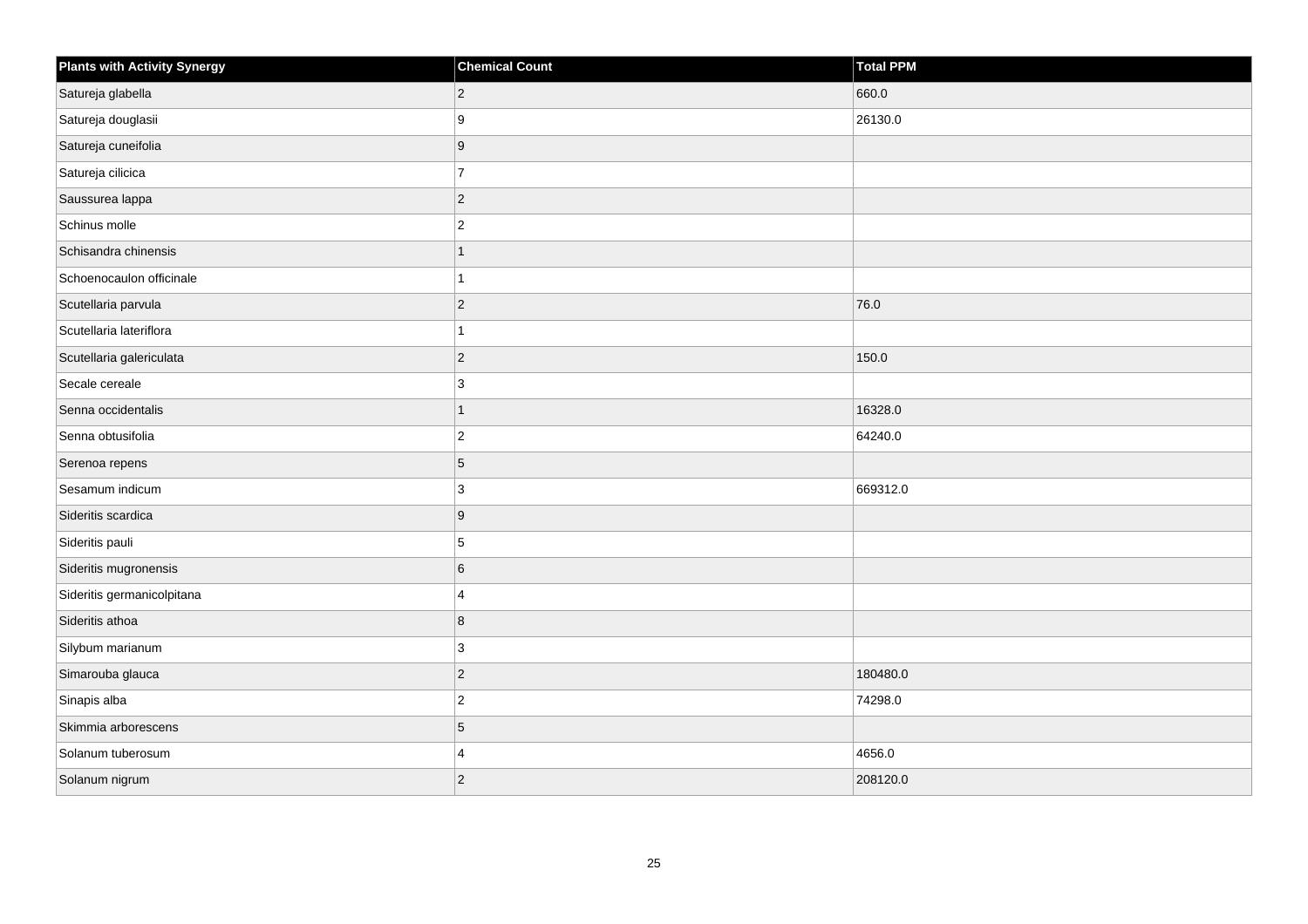| Plants with Activity Synergy | Chemical Count | Total PPM |
| --- | --- | --- |
| Satureja glabella | 2 | 660.0 |
| Satureja douglasii | 9 | 26130.0 |
| Satureja cuneifolia | 9 | |
| Satureja cilicica | 7 | |
| Saussurea lappa | 2 | |
| Schinus molle | 2 | |
| Schisandra chinensis | 1 | |
| Schoenocaulon officinale | 1 | |
| Scutellaria parvula | 2 | 76.0 |
| Scutellaria lateriflora | 1 | |
| Scutellaria galericulata | 2 | 150.0 |
| Secale cereale | 3 | |
| Senna occidentalis | 1 | 16328.0 |
| Senna obtusifolia | 2 | 64240.0 |
| Serenoa repens | 5 | |
| Sesamum indicum | 3 | 669312.0 |
| Sideritis scardica | 9 | |
| Sideritis pauli | 5 | |
| Sideritis mugronensis | 6 | |
| Sideritis germanicolpitana | 4 | |
| Sideritis athoa | 8 | |
| Silybum marianum | 3 | |
| Simarouba glauca | 2 | 180480.0 |
| Sinapis alba | 2 | 74298.0 |
| Skimmia arborescens | 5 | |
| Solanum tuberosum | 4 | 4656.0 |
| Solanum nigrum | 2 | 208120.0 |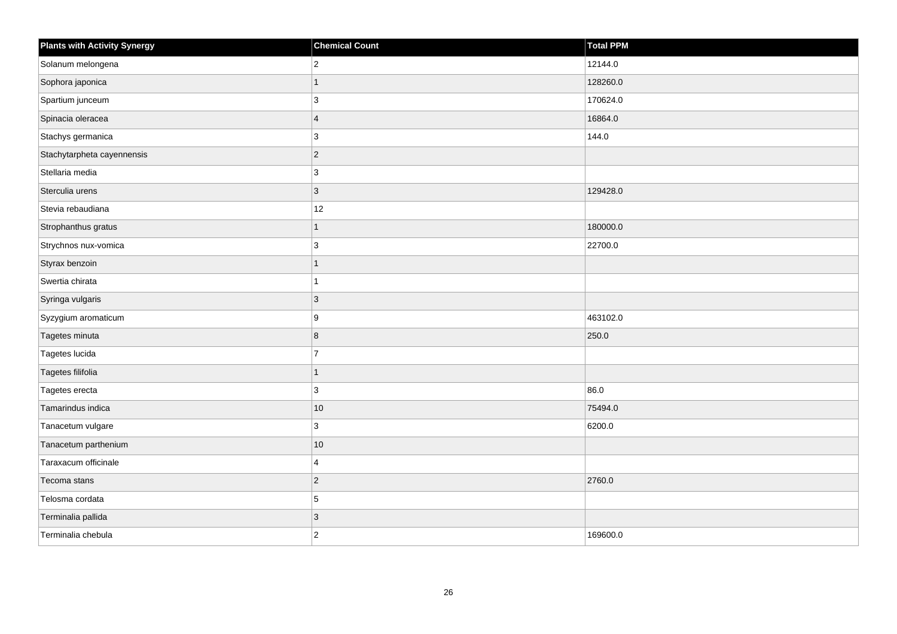| Plants with Activity Synergy | Chemical Count | Total PPM |
|---|---|---|
| Solanum melongena | 2 | 12144.0 |
| Sophora japonica | 1 | 128260.0 |
| Spartium junceum | 3 | 170624.0 |
| Spinacia oleracea | 4 | 16864.0 |
| Stachys germanica | 3 | 144.0 |
| Stachytarpheta cayennensis | 2 | |
| Stellaria media | 3 | |
| Sterculia urens | 3 | 129428.0 |
| Stevia rebaudiana | 12 | |
| Strophanthus gratus | 1 | 180000.0 |
| Strychnos nux-vomica | 3 | 22700.0 |
| Styrax benzoin | 1 | |
| Swertia chirata | 1 | |
| Syringa vulgaris | 3 | |
| Syzygium aromaticum | 9 | 463102.0 |
| Tagetes minuta | 8 | 250.0 |
| Tagetes lucida | 7 | |
| Tagetes filifolia | 1 | |
| Tagetes erecta | 3 | 86.0 |
| Tamarindus indica | 10 | 75494.0 |
| Tanacetum vulgare | 3 | 6200.0 |
| Tanacetum parthenium | 10 | |
| Taraxacum officinale | 4 | |
| Tecoma stans | 2 | 2760.0 |
| Telosma cordata | 5 | |
| Terminalia pallida | 3 | |
| Terminalia chebula | 2 | 169600.0 |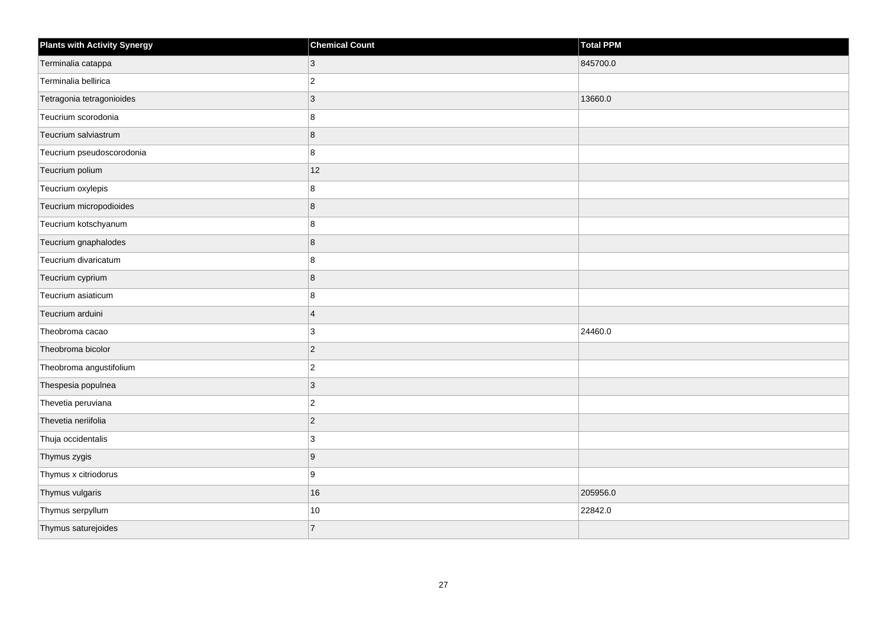| Plants with Activity Synergy | Chemical Count | Total PPM |
| --- | --- | --- |
| Terminalia catappa | 3 | 845700.0 |
| Terminalia bellirica | 2 | |
| Tetragonia tetragonioides | 3 | 13660.0 |
| Teucrium scorodonia | 8 | |
| Teucrium salviastrum | 8 | |
| Teucrium pseudoscorodonia | 8 | |
| Teucrium polium | 12 | |
| Teucrium oxylepis | 8 | |
| Teucrium micropodioides | 8 | |
| Teucrium kotschyanum | 8 | |
| Teucrium gnaphalodes | 8 | |
| Teucrium divaricatum | 8 | |
| Teucrium cyprium | 8 | |
| Teucrium asiaticum | 8 | |
| Teucrium arduini | 4 | |
| Theobroma cacao | 3 | 24460.0 |
| Theobroma bicolor | 2 | |
| Theobroma angustifolium | 2 | |
| Thespesia populnea | 3 | |
| Thevetia peruviana | 2 | |
| Thevetia neriifolia | 2 | |
| Thuja occidentalis | 3 | |
| Thymus zygis | 9 | |
| Thymus x citriodorus | 9 | |
| Thymus vulgaris | 16 | 205956.0 |
| Thymus serpyllum | 10 | 22842.0 |
| Thymus saturejoides | 7 | |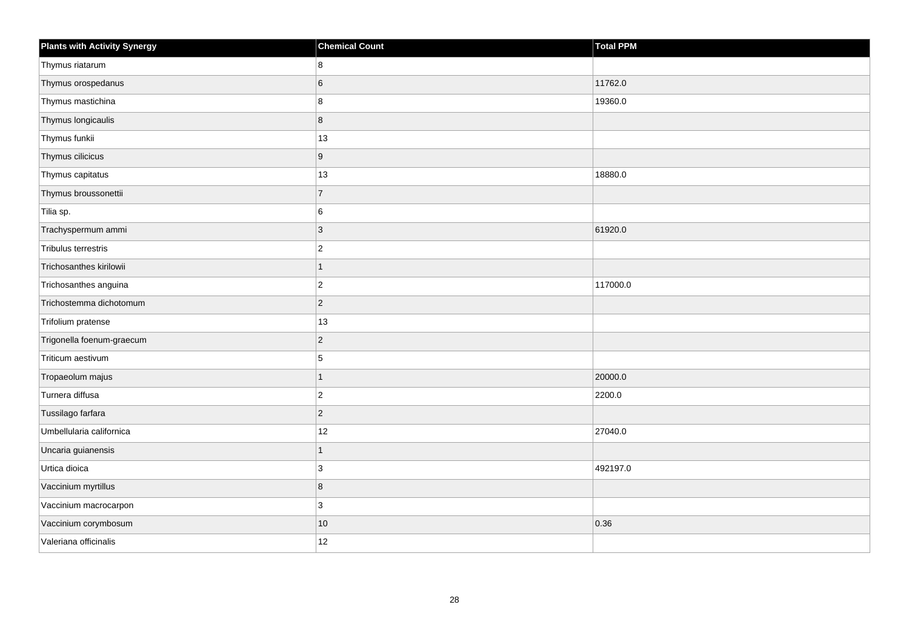| Plants with Activity Synergy | Chemical Count | Total PPM |
|---|---|---|
| Thymus riatarum | 8 | |
| Thymus orospedanus | 6 | 11762.0 |
| Thymus mastichina | 8 | 19360.0 |
| Thymus longicaulis | 8 | |
| Thymus funkii | 13 | |
| Thymus cilicicus | 9 | |
| Thymus capitatus | 13 | 18880.0 |
| Thymus broussonettii | 7 | |
| Tilia sp. | 6 | |
| Trachyspermum ammi | 3 | 61920.0 |
| Tribulus terrestris | 2 | |
| Trichosanthes kirilowii | 1 | |
| Trichosanthes anguina | 2 | 117000.0 |
| Trichostemma dichotomum | 2 | |
| Trifolium pratense | 13 | |
| Trigonella foenum-graecum | 2 | |
| Triticum aestivum | 5 | |
| Tropaeolum majus | 1 | 20000.0 |
| Turnera diffusa | 2 | 2200.0 |
| Tussilago farfara | 2 | |
| Umbellularia californica | 12 | 27040.0 |
| Uncaria guianensis | 1 | |
| Urtica dioica | 3 | 492197.0 |
| Vaccinium myrtillus | 8 | |
| Vaccinium macrocarpon | 3 | |
| Vaccinium corymbosum | 10 | 0.36 |
| Valeriana officinalis | 12 | |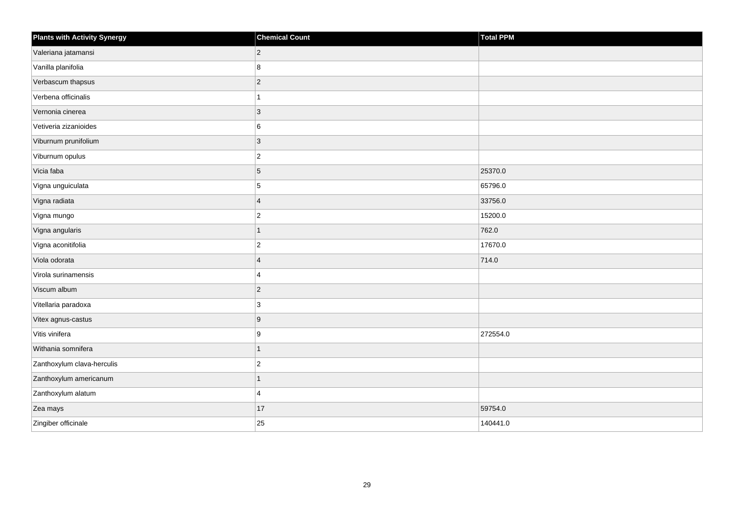| Plants with Activity Synergy | Chemical Count | Total PPM |
|---|---|---|
| Valeriana jatamansi | 2 | |
| Vanilla planifolia | 8 | |
| Verbascum thapsus | 2 | |
| Verbena officinalis | 1 | |
| Vernonia cinerea | 3 | |
| Vetiveria zizanioides | 6 | |
| Viburnum prunifolium | 3 | |
| Viburnum opulus | 2 | |
| Vicia faba | 5 | 25370.0 |
| Vigna unguiculata | 5 | 65796.0 |
| Vigna radiata | 4 | 33756.0 |
| Vigna mungo | 2 | 15200.0 |
| Vigna angularis | 1 | 762.0 |
| Vigna aconitifolia | 2 | 17670.0 |
| Viola odorata | 4 | 714.0 |
| Virola surinamensis | 4 | |
| Viscum album | 2 | |
| Vitellaria paradoxa | 3 | |
| Vitex agnus-castus | 9 | |
| Vitis vinifera | 9 | 272554.0 |
| Withania somnifera | 1 | |
| Zanthoxylum clava-herculis | 2 | |
| Zanthoxylum americanum | 1 | |
| Zanthoxylum alatum | 4 | |
| Zea mays | 17 | 59754.0 |
| Zingiber officinale | 25 | 140441.0 |